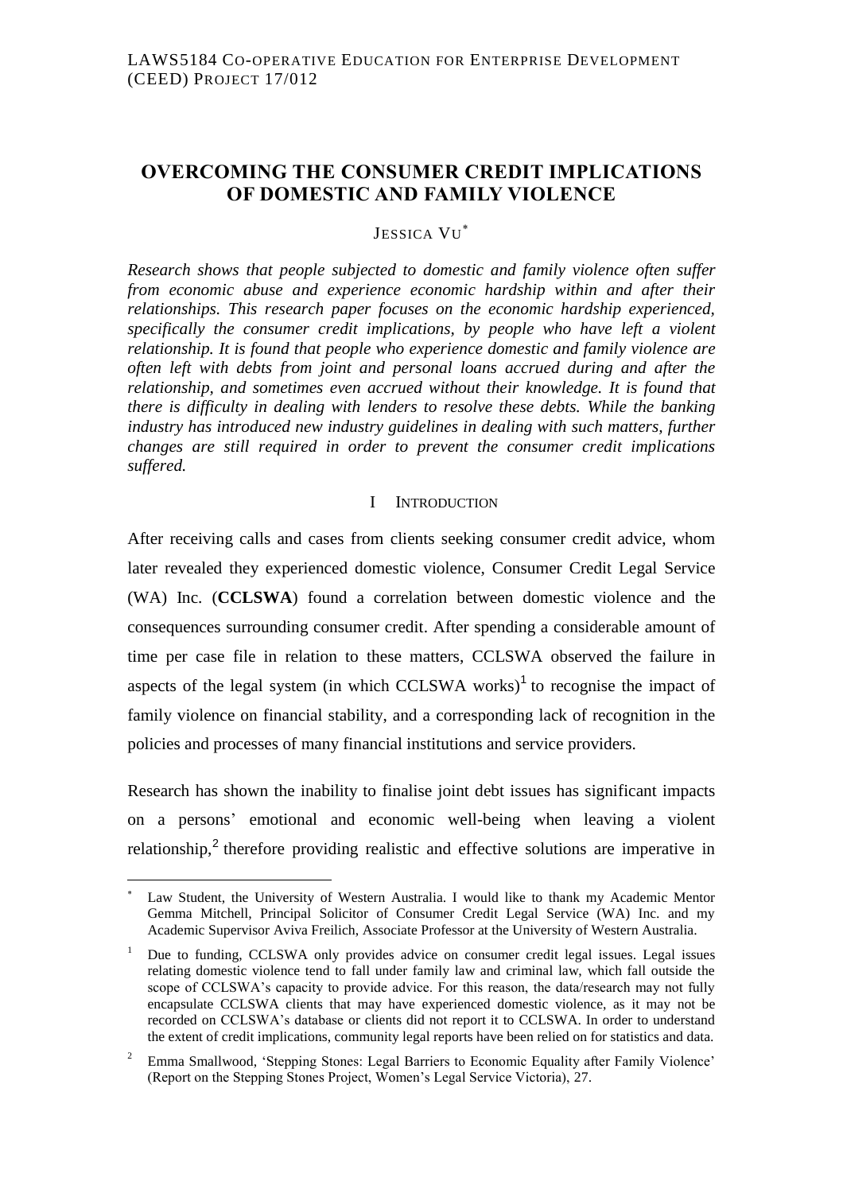LAWS5184 CO-OPERATIVE EDUCATION FOR ENTERPRISE DEVELOPMENT (CEED) PROJECT 17/012

# OVERCOMING THE CONSUMER CREDIT IMPLICATIONS OF DOMESTIC AND FAMILY VIOLENCE

JESSICA VU*

*Research shows that people subjected to domestic and family violence often suffer from economic abuse and experience economic hardship within and after their relationships. This research paper focuses on the economic hardship experienced, specifically the consumer credit implications, by people who have left a violent relationship. It is found that people who experience domestic and family violence are often left with debts from joint and personal loans accrued during and after the relationship, and sometimes even accrued without their knowledge. It is found that there is difficulty in dealing with lenders to resolve these debts. While the banking industry has introduced new industry guidelines in dealing with such matters, further changes are still required in order to prevent the consumer credit implications suffered.*

## I INTRODUCTION

After receiving calls and cases from clients seeking consumer credit advice, whom later revealed they experienced domestic violence, Consumer Credit Legal Service (WA) Inc. (**CCLSWA**) found a correlation between domestic violence and the consequences surrounding consumer credit. After spending a considerable amount of time per case file in relation to these matters, CCLSWA observed the failure in aspects of the legal system (in which CCLSWA works)[1] to recognise the impact of family violence on financial stability, and a corresponding lack of recognition in the policies and processes of many financial institutions and service providers.

Research has shown the inability to finalise joint debt issues has significant impacts on a persons' emotional and economic well-being when leaving a violent relationship,[2] therefore providing realistic and effective solutions are imperative in

---

\* Law Student, the University of Western Australia. I would like to thank my Academic Mentor Gemma Mitchell, Principal Solicitor of Consumer Credit Legal Service (WA) Inc. and my Academic Supervisor Aviva Freilich, Associate Professor at the University of Western Australia.

[1] Due to funding, CCLSWA only provides advice on consumer credit legal issues. Legal issues relating domestic violence tend to fall under family law and criminal law, which fall outside the scope of CCLSWA's capacity to provide advice. For this reason, the data/research may not fully encapsulate CCLSWA clients that may have experienced domestic violence, as it may not be recorded on CCLSWA's database or clients did not report it to CCLSWA. In order to understand the extent of credit implications, community legal reports have been relied on for statistics and data.

[2] Emma Smallwood, 'Stepping Stones: Legal Barriers to Economic Equality after Family Violence' (Report on the Stepping Stones Project, Women's Legal Service Victoria), 27.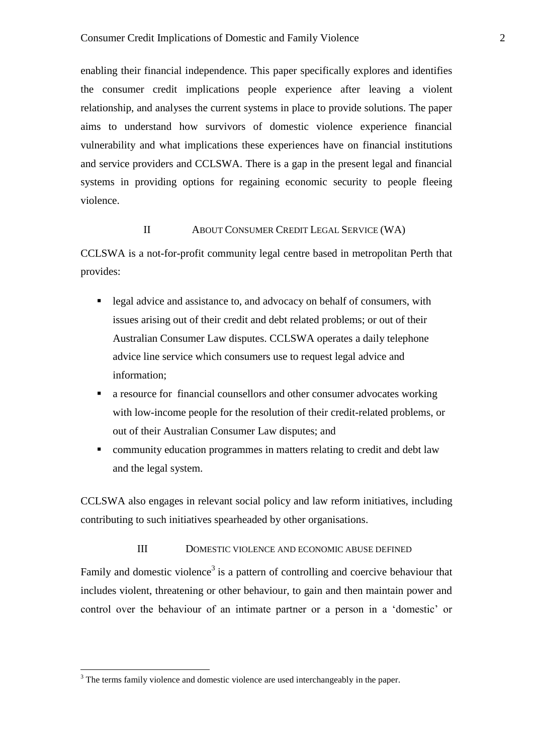enabling their financial independence. This paper specifically explores and identifies the consumer credit implications people experience after leaving a violent relationship, and analyses the current systems in place to provide solutions. The paper aims to understand how survivors of domestic violence experience financial vulnerability and what implications these experiences have on financial institutions and service providers and CCLSWA. There is a gap in the present legal and financial systems in providing options for regaining economic security to people fleeing violence.

## II ABOUT CONSUMER CREDIT LEGAL SERVICE (WA)

CCLSWA is a not-for-profit community legal centre based in metropolitan Perth that provides:

- legal advice and assistance to, and advocacy on behalf of consumers, with issues arising out of their credit and debt related problems; or out of their Australian Consumer Law disputes. CCLSWA operates a daily telephone advice line service which consumers use to request legal advice and information;
- a resource for financial counsellors and other consumer advocates working with low-income people for the resolution of their credit-related problems, or out of their Australian Consumer Law disputes; and
- community education programmes in matters relating to credit and debt law and the legal system.

CCLSWA also engages in relevant social policy and law reform initiatives, including contributing to such initiatives spearheaded by other organisations.

## III DOMESTIC VIOLENCE AND ECONOMIC ABUSE DEFINED

Family and domestic violence[3] is a pattern of controlling and coercive behaviour that includes violent, threatening or other behaviour, to gain and then maintain power and control over the behaviour of an intimate partner or a person in a 'domestic' or

[3] The terms family violence and domestic violence are used interchangeably in the paper.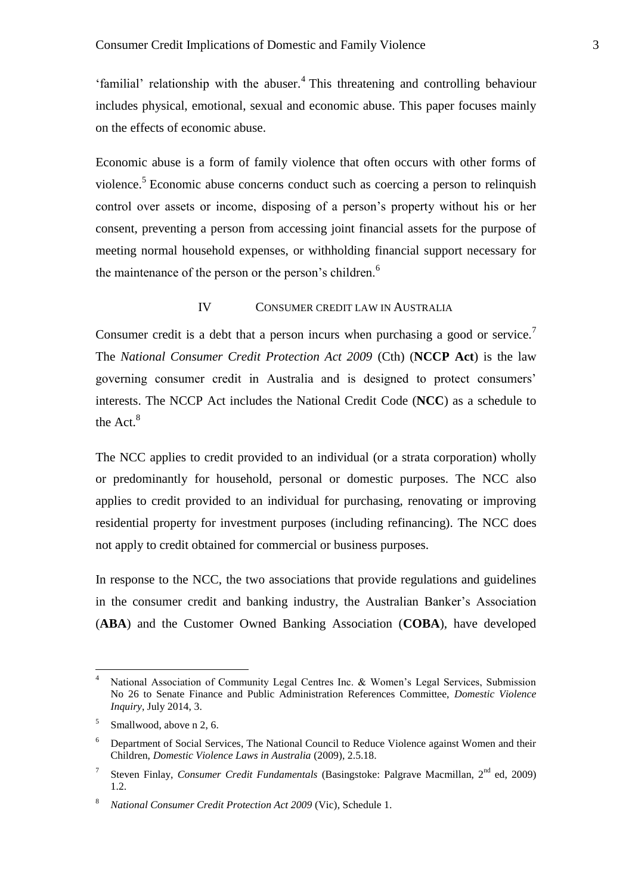'familial' relationship with the abuser.[4] This threatening and controlling behaviour includes physical, emotional, sexual and economic abuse. This paper focuses mainly on the effects of economic abuse.

Economic abuse is a form of family violence that often occurs with other forms of violence.[5] Economic abuse concerns conduct such as coercing a person to relinquish control over assets or income, disposing of a person's property without his or her consent, preventing a person from accessing joint financial assets for the purpose of meeting normal household expenses, or withholding financial support necessary for the maintenance of the person or the person's children.[6]

## IV CONSUMER CREDIT LAW IN AUSTRALIA

Consumer credit is a debt that a person incurs when purchasing a good or service.[7] The *National Consumer Credit Protection Act 2009* (Cth) (**NCCP Act**) is the law governing consumer credit in Australia and is designed to protect consumers' interests. The NCCP Act includes the National Credit Code (**NCC**) as a schedule to the Act.[8]

The NCC applies to credit provided to an individual (or a strata corporation) wholly or predominantly for household, personal or domestic purposes. The NCC also applies to credit provided to an individual for purchasing, renovating or improving residential property for investment purposes (including refinancing). The NCC does not apply to credit obtained for commercial or business purposes.

In response to the NCC, the two associations that provide regulations and guidelines in the consumer credit and banking industry, the Australian Banker's Association (**ABA**) and the Customer Owned Banking Association (**COBA**), have developed

---

4. National Association of Community Legal Centres Inc. & Women's Legal Services, Submission No 26 to Senate Finance and Public Administration References Committee, *Domestic Violence Inquiry*, July 2014, 3.

5. Smallwood, above n 2, 6.

6. Department of Social Services, The National Council to Reduce Violence against Women and their Children, *Domestic Violence Laws in Australia* (2009), 2.5.18.

7. Steven Finlay, *Consumer Credit Fundamentals* (Basingstoke: Palgrave Macmillan, 2nd ed, 2009) 1.2.

8. *National Consumer Credit Protection Act 2009* (Vic), Schedule 1.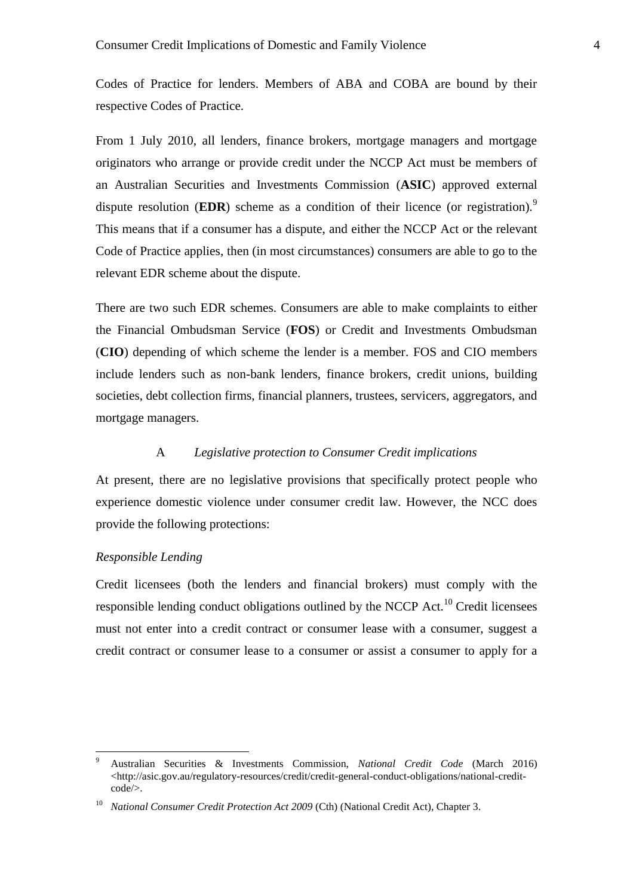Codes of Practice for lenders. Members of ABA and COBA are bound by their respective Codes of Practice.

From 1 July 2010, all lenders, finance brokers, mortgage managers and mortgage originators who arrange or provide credit under the NCCP Act must be members of an Australian Securities and Investments Commission (**ASIC**) approved external dispute resolution (**EDR**) scheme as a condition of their licence (or registration).[9] This means that if a consumer has a dispute, and either the NCCP Act or the relevant Code of Practice applies, then (in most circumstances) consumers are able to go to the relevant EDR scheme about the dispute.

There are two such EDR schemes. Consumers are able to make complaints to either the Financial Ombudsman Service (**FOS**) or Credit and Investments Ombudsman (**CIO**) depending of which scheme the lender is a member. FOS and CIO members include lenders such as non-bank lenders, finance brokers, credit unions, building societies, debt collection firms, financial planners, trustees, servicers, aggregators, and mortgage managers.

### A *Legislative protection to Consumer Credit implications*

At present, there are no legislative provisions that specifically protect people who experience domestic violence under consumer credit law. However, the NCC does provide the following protections:

*Responsible Lending*

Credit licensees (both the lenders and financial brokers) must comply with the responsible lending conduct obligations outlined by the NCCP Act.[10] Credit licensees must not enter into a credit contract or consumer lease with a consumer, suggest a credit contract or consumer lease to a consumer or assist a consumer to apply for a

---

[9] Australian Securities & Investments Commission, *National Credit Code* (March 2016) <http://asic.gov.au/regulatory-resources/credit/credit-general-conduct-obligations/national-credit-code/>.

[10] *National Consumer Credit Protection Act 2009* (Cth) (National Credit Act), Chapter 3.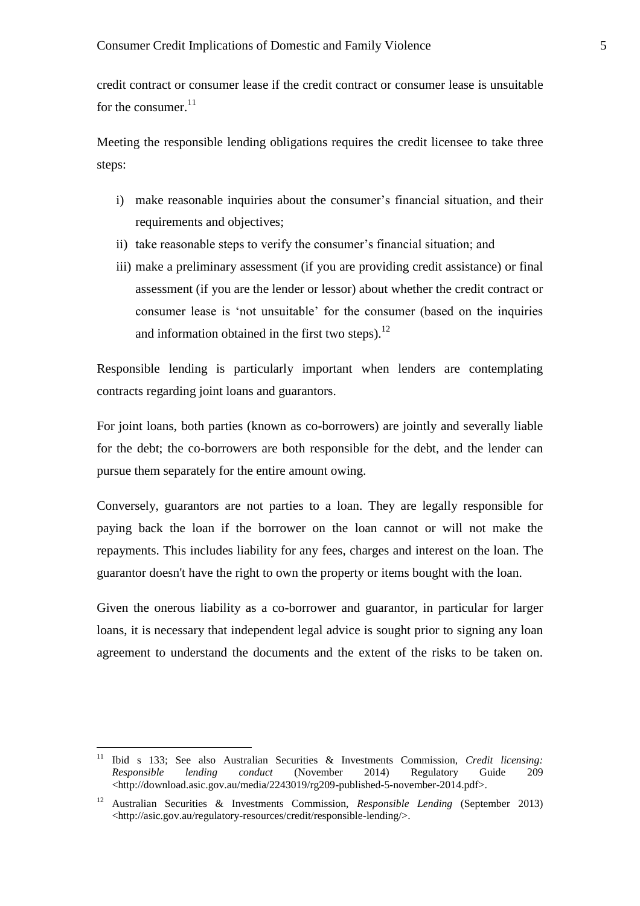credit contract or consumer lease if the credit contract or consumer lease is unsuitable for the consumer.[11]

Meeting the responsible lending obligations requires the credit licensee to take three steps:

i) make reasonable inquiries about the consumer's financial situation, and their requirements and objectives;
ii) take reasonable steps to verify the consumer's financial situation; and
iii) make a preliminary assessment (if you are providing credit assistance) or final assessment (if you are the lender or lessor) about whether the credit contract or consumer lease is 'not unsuitable' for the consumer (based on the inquiries and information obtained in the first two steps).[12]

Responsible lending is particularly important when lenders are contemplating contracts regarding joint loans and guarantors.

For joint loans, both parties (known as co-borrowers) are jointly and severally liable for the debt; the co-borrowers are both responsible for the debt, and the lender can pursue them separately for the entire amount owing.

Conversely, guarantors are not parties to a loan. They are legally responsible for paying back the loan if the borrower on the loan cannot or will not make the repayments. This includes liability for any fees, charges and interest on the loan. The guarantor doesn't have the right to own the property or items bought with the loan.

Given the onerous liability as a co-borrower and guarantor, in particular for larger loans, it is necessary that independent legal advice is sought prior to signing any loan agreement to understand the documents and the extent of the risks to be taken on.

---

[11] Ibid s 133; See also Australian Securities & Investments Commission, *Credit licensing: Responsible lending conduct* (November 2014) Regulatory Guide 209 <http://download.asic.gov.au/media/2243019/rg209-published-5-november-2014.pdf>.

[12] Australian Securities & Investments Commission, *Responsible Lending* (September 2013) <http://asic.gov.au/regulatory-resources/credit/responsible-lending/>.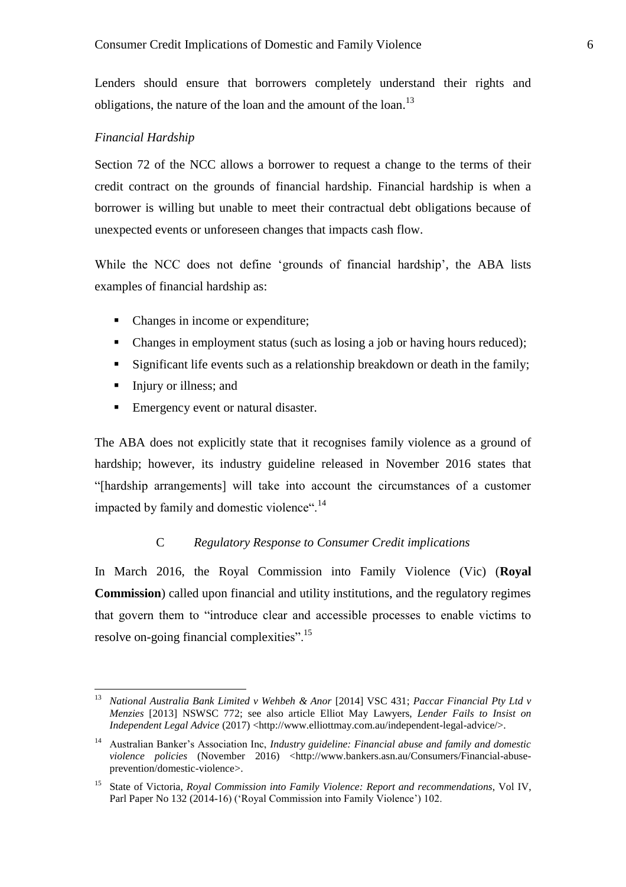Lenders should ensure that borrowers completely understand their rights and obligations, the nature of the loan and the amount of the loan.[13]

*Financial Hardship*

Section 72 of the NCC allows a borrower to request a change to the terms of their credit contract on the grounds of financial hardship. Financial hardship is when a borrower is willing but unable to meet their contractual debt obligations because of unexpected events or unforeseen changes that impacts cash flow.

While the NCC does not define 'grounds of financial hardship', the ABA lists examples of financial hardship as:

- Changes in income or expenditure;
- Changes in employment status (such as losing a job or having hours reduced);
- Significant life events such as a relationship breakdown or death in the family;
- Injury or illness; and
- Emergency event or natural disaster.

The ABA does not explicitly state that it recognises family violence as a ground of hardship; however, its industry guideline released in November 2016 states that "[hardship arrangements] will take into account the circumstances of a customer impacted by family and domestic violence".[14]

### C *Regulatory Response to Consumer Credit implications*

In March 2016, the Royal Commission into Family Violence (Vic) (**Royal Commission**) called upon financial and utility institutions, and the regulatory regimes that govern them to "introduce clear and accessible processes to enable victims to resolve on-going financial complexities".[15]

---

[13] *National Australia Bank Limited v Wehbeh & Anor* [2014] VSC 431; *Paccar Financial Pty Ltd v Menzies* [2013] NSWSC 772; see also article Elliot May Lawyers, *Lender Fails to Insist on Independent Legal Advice* (2017) <http://www.elliottmay.com.au/independent-legal-advice/>.

[14] Australian Banker's Association Inc, *Industry guideline: Financial abuse and family and domestic violence policies* (November 2016) <http://www.bankers.asn.au/Consumers/Financial-abuse-prevention/domestic-violence>.

[15] State of Victoria, *Royal Commission into Family Violence: Report and recommendations*, Vol IV, Parl Paper No 132 (2014-16) ('Royal Commission into Family Violence') 102.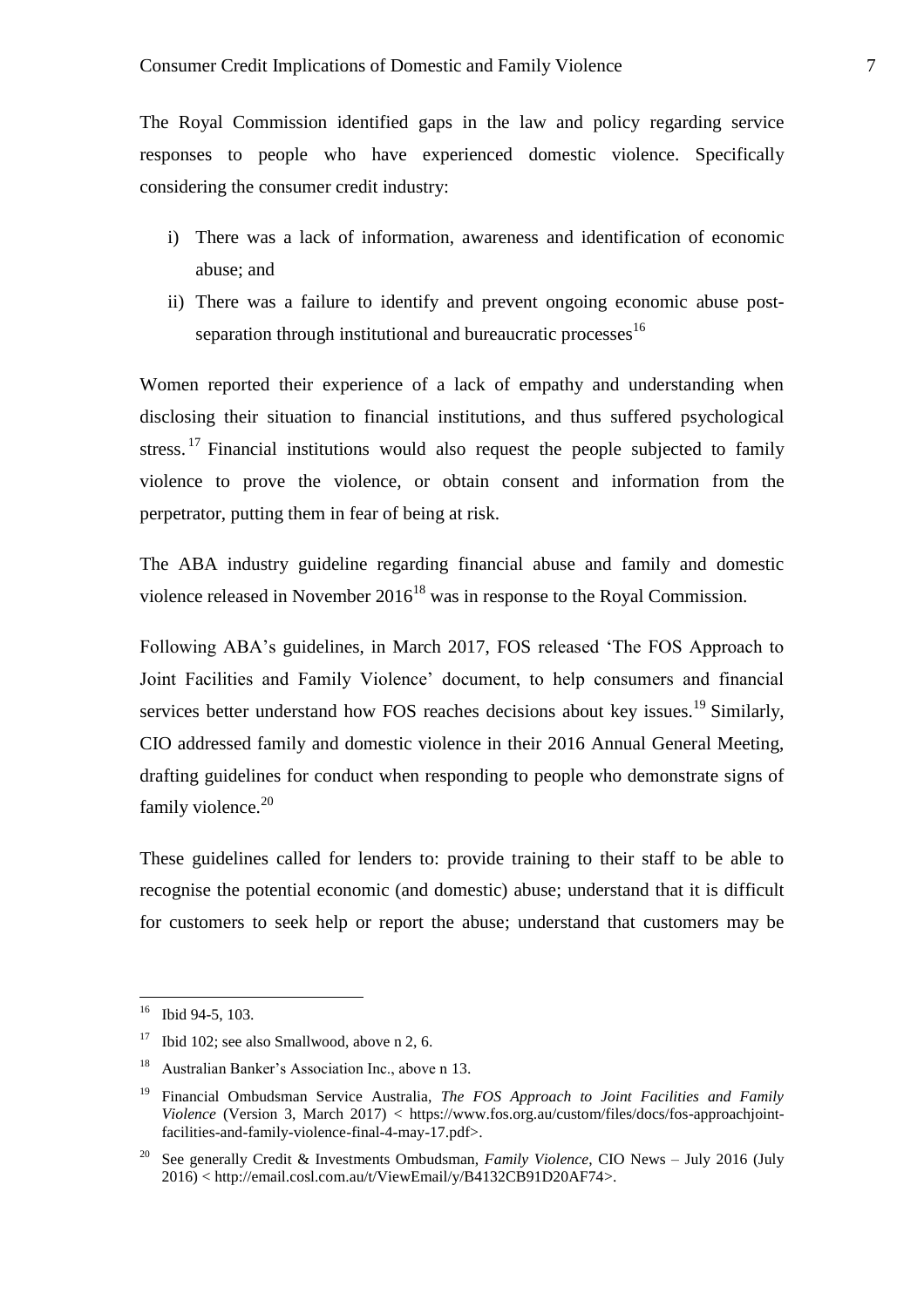The Royal Commission identified gaps in the law and policy regarding service responses to people who have experienced domestic violence. Specifically considering the consumer credit industry:

i) There was a lack of information, awareness and identification of economic abuse; and

ii) There was a failure to identify and prevent ongoing economic abuse post-separation through institutional and bureaucratic processes[16]

Women reported their experience of a lack of empathy and understanding when disclosing their situation to financial institutions, and thus suffered psychological stress.[17] Financial institutions would also request the people subjected to family violence to prove the violence, or obtain consent and information from the perpetrator, putting them in fear of being at risk.

The ABA industry guideline regarding financial abuse and family and domestic violence released in November 2016[18] was in response to the Royal Commission.

Following ABA's guidelines, in March 2017, FOS released 'The FOS Approach to Joint Facilities and Family Violence' document, to help consumers and financial services better understand how FOS reaches decisions about key issues.[19] Similarly, CIO addressed family and domestic violence in their 2016 Annual General Meeting, drafting guidelines for conduct when responding to people who demonstrate signs of family violence.[20]

These guidelines called for lenders to: provide training to their staff to be able to recognise the potential economic (and domestic) abuse; understand that it is difficult for customers to seek help or report the abuse; understand that customers may be

---

[16] Ibid 94-5, 103.

[17] Ibid 102; see also Smallwood, above n 2, 6.

[18] Australian Banker's Association Inc., above n 13.

[19] Financial Ombudsman Service Australia, *The FOS Approach to Joint Facilities and Family Violence* (Version 3, March 2017) < https://www.fos.org.au/custom/files/docs/fos-approachjoint-facilities-and-family-violence-final-4-may-17.pdf>.

[20] See generally Credit & Investments Ombudsman, *Family Violence*, CIO News – July 2016 (July 2016) < http://email.cosl.com.au/t/ViewEmail/y/B4132CB91D20AF74>.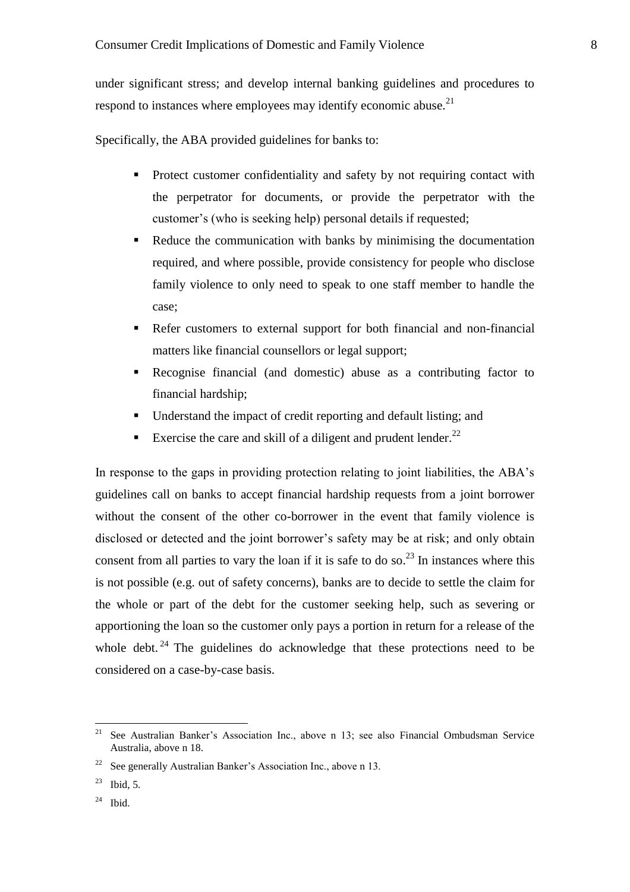under significant stress; and develop internal banking guidelines and procedures to respond to instances where employees may identify economic abuse.[21]

Specifically, the ABA provided guidelines for banks to:

- Protect customer confidentiality and safety by not requiring contact with the perpetrator for documents, or provide the perpetrator with the customer's (who is seeking help) personal details if requested;
- Reduce the communication with banks by minimising the documentation required, and where possible, provide consistency for people who disclose family violence to only need to speak to one staff member to handle the case;
- Refer customers to external support for both financial and non-financial matters like financial counsellors or legal support;
- Recognise financial (and domestic) abuse as a contributing factor to financial hardship;
- Understand the impact of credit reporting and default listing; and
- Exercise the care and skill of a diligent and prudent lender.[22]

In response to the gaps in providing protection relating to joint liabilities, the ABA's guidelines call on banks to accept financial hardship requests from a joint borrower without the consent of the other co-borrower in the event that family violence is disclosed or detected and the joint borrower's safety may be at risk; and only obtain consent from all parties to vary the loan if it is safe to do so.[23] In instances where this is not possible (e.g. out of safety concerns), banks are to decide to settle the claim for the whole or part of the debt for the customer seeking help, such as severing or apportioning the loan so the customer only pays a portion in return for a release of the whole debt.[24] The guidelines do acknowledge that these protections need to be considered on a case-by-case basis.

---

[21] See Australian Banker's Association Inc., above n 13; see also Financial Ombudsman Service Australia, above n 18.

[22] See generally Australian Banker's Association Inc., above n 13.

[23] Ibid, 5.

[24] Ibid.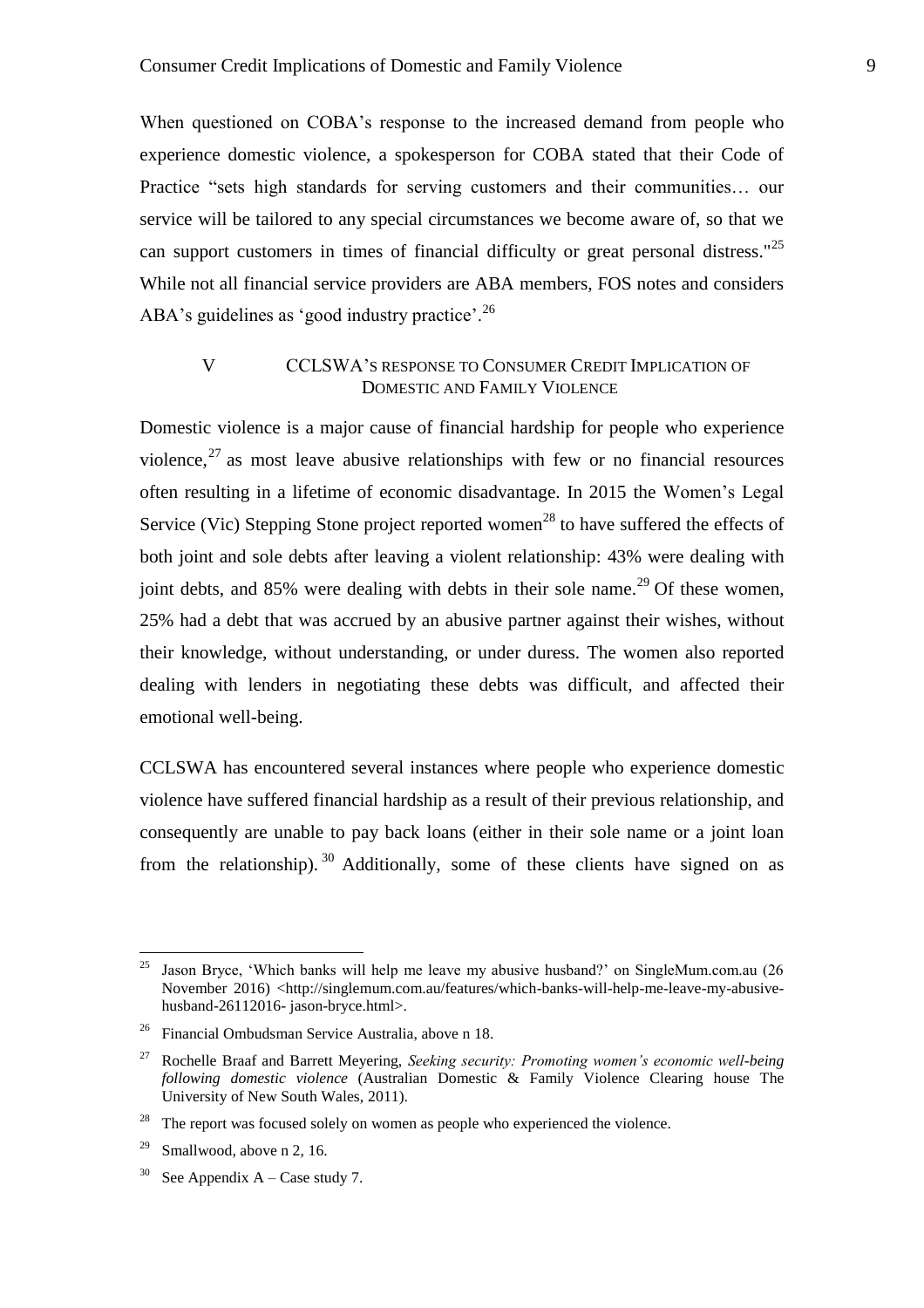When questioned on COBA's response to the increased demand from people who experience domestic violence, a spokesperson for COBA stated that their Code of Practice "sets high standards for serving customers and their communities… our service will be tailored to any special circumstances we become aware of, so that we can support customers in times of financial difficulty or great personal distress."[25] While not all financial service providers are ABA members, FOS notes and considers ABA's guidelines as 'good industry practice'.[26]

## V CCLSWA's response to Consumer Credit Implication of Domestic and Family Violence

Domestic violence is a major cause of financial hardship for people who experience violence,[27] as most leave abusive relationships with few or no financial resources often resulting in a lifetime of economic disadvantage. In 2015 the Women's Legal Service (Vic) Stepping Stone project reported women[28] to have suffered the effects of both joint and sole debts after leaving a violent relationship: 43% were dealing with joint debts, and 85% were dealing with debts in their sole name.[29] Of these women, 25% had a debt that was accrued by an abusive partner against their wishes, without their knowledge, without understanding, or under duress. The women also reported dealing with lenders in negotiating these debts was difficult, and affected their emotional well-being.

CCLSWA has encountered several instances where people who experience domestic violence have suffered financial hardship as a result of their previous relationship, and consequently are unable to pay back loans (either in their sole name or a joint loan from the relationship).[30] Additionally, some of these clients have signed on as

---

[25] Jason Bryce, 'Which banks will help me leave my abusive husband?' on SingleMum.com.au (26 November 2016) <http://singlemum.com.au/features/which-banks-will-help-me-leave-my-abusive-husband-26112016- jason-bryce.html>.

[26] Financial Ombudsman Service Australia, above n 18.

[27] Rochelle Braaf and Barrett Meyering, *Seeking security: Promoting women's economic well-being following domestic violence* (Australian Domestic & Family Violence Clearing house The University of New South Wales, 2011).

[28] The report was focused solely on women as people who experienced the violence.

[29] Smallwood, above n 2, 16.

[30] See Appendix A – Case study 7.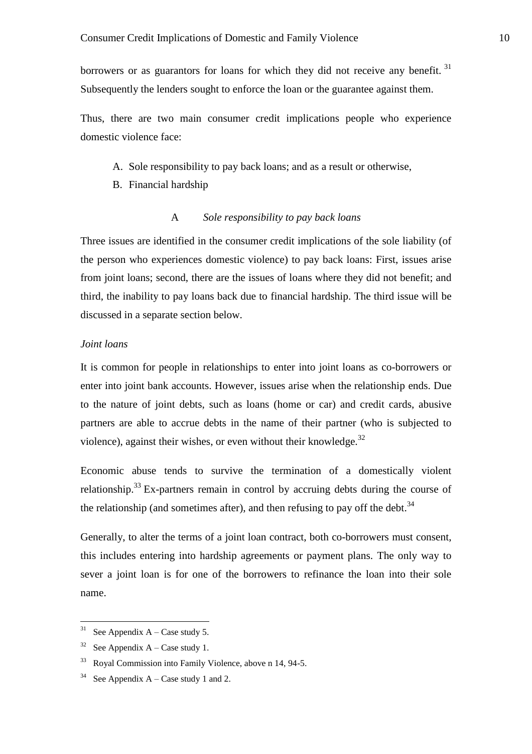borrowers or as guarantors for loans for which they did not receive any benefit.[31] Subsequently the lenders sought to enforce the loan or the guarantee against them.

Thus, there are two main consumer credit implications people who experience domestic violence face:

A. Sole responsibility to pay back loans; and as a result or otherwise,
B. Financial hardship

### A *Sole responsibility to pay back loans*

Three issues are identified in the consumer credit implications of the sole liability (of the person who experiences domestic violence) to pay back loans: First, issues arise from joint loans; second, there are the issues of loans where they did not benefit; and third, the inability to pay loans back due to financial hardship. The third issue will be discussed in a separate section below.

#### *Joint loans*

It is common for people in relationships to enter into joint loans as co-borrowers or enter into joint bank accounts. However, issues arise when the relationship ends. Due to the nature of joint debts, such as loans (home or car) and credit cards, abusive partners are able to accrue debts in the name of their partner (who is subjected to violence), against their wishes, or even without their knowledge.[32]

Economic abuse tends to survive the termination of a domestically violent relationship.[33] Ex-partners remain in control by accruing debts during the course of the relationship (and sometimes after), and then refusing to pay off the debt.[34]

Generally, to alter the terms of a joint loan contract, both co-borrowers must consent, this includes entering into hardship agreements or payment plans. The only way to sever a joint loan is for one of the borrowers to refinance the loan into their sole name.

---

[31] See Appendix A – Case study 5.

[32] See Appendix A – Case study 1.

[33] Royal Commission into Family Violence, above n 14, 94-5.

[34] See Appendix A – Case study 1 and 2.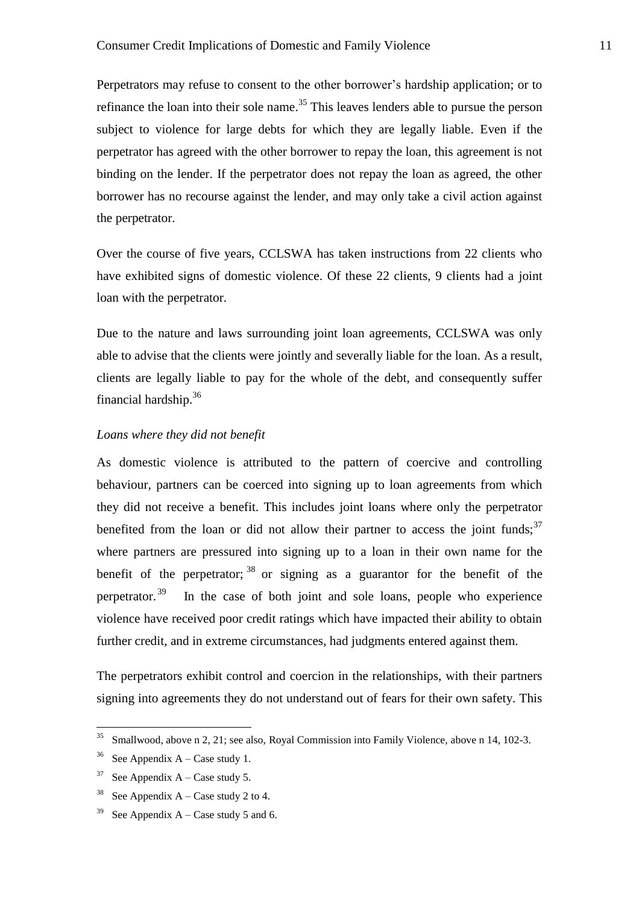Perpetrators may refuse to consent to the other borrower's hardship application; or to refinance the loan into their sole name.[35] This leaves lenders able to pursue the person subject to violence for large debts for which they are legally liable. Even if the perpetrator has agreed with the other borrower to repay the loan, this agreement is not binding on the lender. If the perpetrator does not repay the loan as agreed, the other borrower has no recourse against the lender, and may only take a civil action against the perpetrator.

Over the course of five years, CCLSWA has taken instructions from 22 clients who have exhibited signs of domestic violence. Of these 22 clients, 9 clients had a joint loan with the perpetrator.

Due to the nature and laws surrounding joint loan agreements, CCLSWA was only able to advise that the clients were jointly and severally liable for the loan. As a result, clients are legally liable to pay for the whole of the debt, and consequently suffer financial hardship.[36]

*Loans where they did not benefit*

As domestic violence is attributed to the pattern of coercive and controlling behaviour, partners can be coerced into signing up to loan agreements from which they did not receive a benefit. This includes joint loans where only the perpetrator benefited from the loan or did not allow their partner to access the joint funds;[37] where partners are pressured into signing up to a loan in their own name for the benefit of the perpetrator;[38] or signing as a guarantor for the benefit of the perpetrator.[39] In the case of both joint and sole loans, people who experience violence have received poor credit ratings which have impacted their ability to obtain further credit, and in extreme circumstances, had judgments entered against them.

The perpetrators exhibit control and coercion in the relationships, with their partners signing into agreements they do not understand out of fears for their own safety. This

---

[35] Smallwood, above n 2, 21; see also, Royal Commission into Family Violence, above n 14, 102-3.

[36] See Appendix A – Case study 1.

[37] See Appendix A – Case study 5.

[38] See Appendix A – Case study 2 to 4.

[39] See Appendix A – Case study 5 and 6.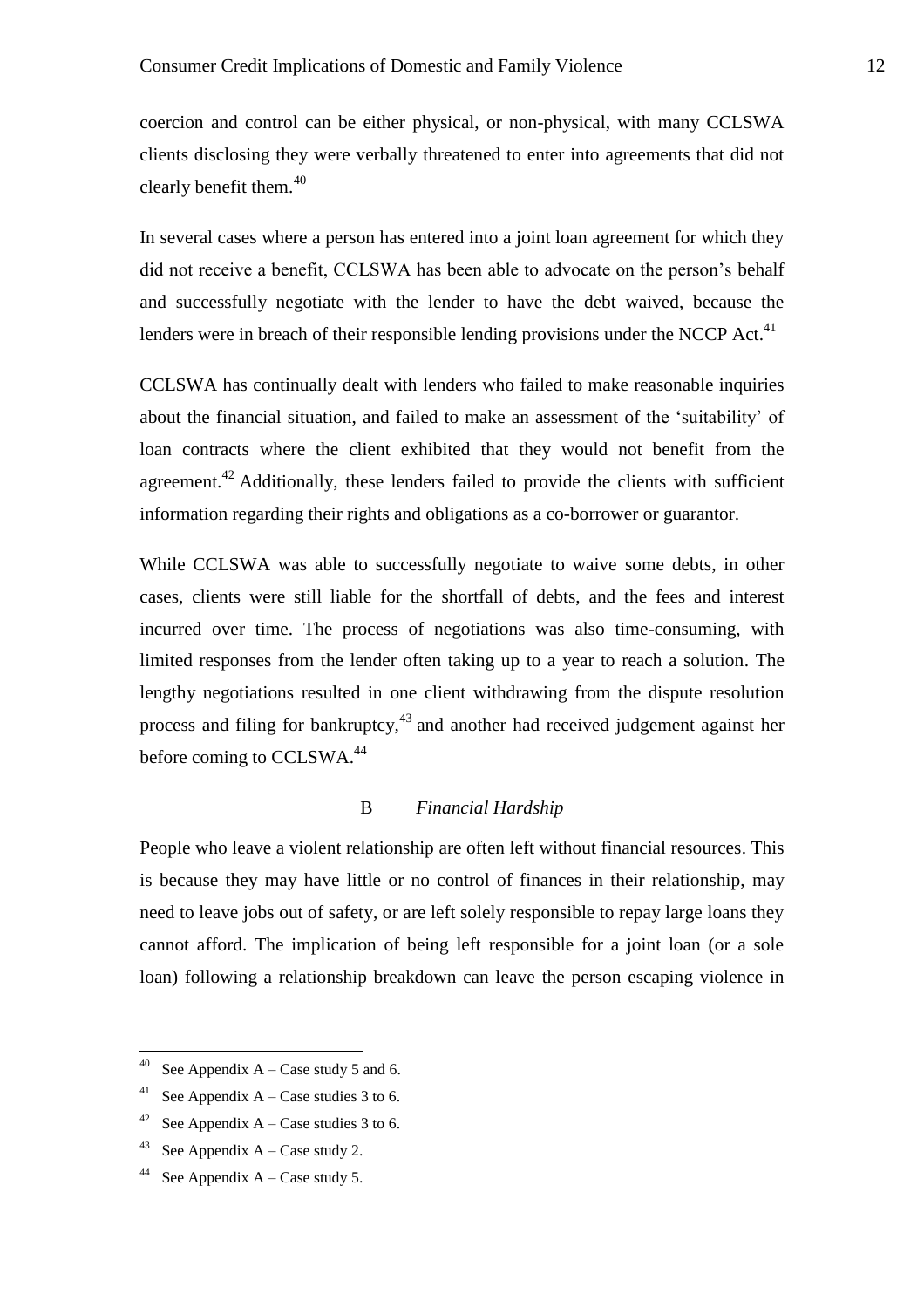coercion and control can be either physical, or non-physical, with many CCLSWA clients disclosing they were verbally threatened to enter into agreements that did not clearly benefit them.[40]

In several cases where a person has entered into a joint loan agreement for which they did not receive a benefit, CCLSWA has been able to advocate on the person's behalf and successfully negotiate with the lender to have the debt waived, because the lenders were in breach of their responsible lending provisions under the NCCP Act.[41]

CCLSWA has continually dealt with lenders who failed to make reasonable inquiries about the financial situation, and failed to make an assessment of the 'suitability' of loan contracts where the client exhibited that they would not benefit from the agreement.[42] Additionally, these lenders failed to provide the clients with sufficient information regarding their rights and obligations as a co-borrower or guarantor.

While CCLSWA was able to successfully negotiate to waive some debts, in other cases, clients were still liable for the shortfall of debts, and the fees and interest incurred over time. The process of negotiations was also time-consuming, with limited responses from the lender often taking up to a year to reach a solution. The lengthy negotiations resulted in one client withdrawing from the dispute resolution process and filing for bankruptcy,[43] and another had received judgement against her before coming to CCLSWA.[44]

### B *Financial Hardship*

People who leave a violent relationship are often left without financial resources. This is because they may have little or no control of finances in their relationship, may need to leave jobs out of safety, or are left solely responsible to repay large loans they cannot afford. The implication of being left responsible for a joint loan (or a sole loan) following a relationship breakdown can leave the person escaping violence in

---

[40] See Appendix A – Case study 5 and 6.

[41] See Appendix A – Case studies 3 to 6.

[42] See Appendix A – Case studies 3 to 6.

[43] See Appendix A – Case study 2.

[44] See Appendix A – Case study 5.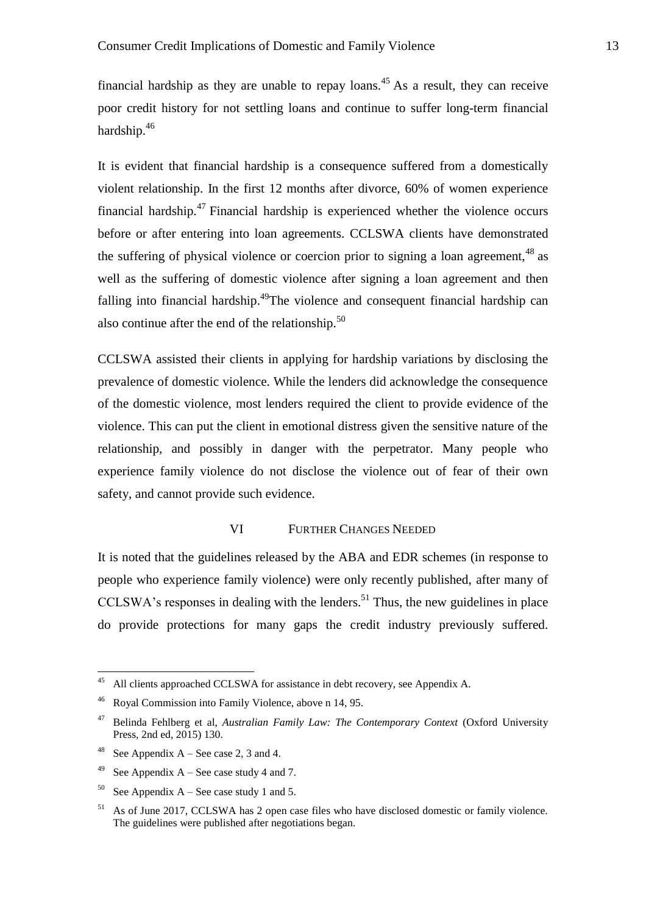financial hardship as they are unable to repay loans.[45] As a result, they can receive poor credit history for not settling loans and continue to suffer long-term financial hardship.[46]

It is evident that financial hardship is a consequence suffered from a domestically violent relationship. In the first 12 months after divorce, 60% of women experience financial hardship.[47] Financial hardship is experienced whether the violence occurs before or after entering into loan agreements. CCLSWA clients have demonstrated the suffering of physical violence or coercion prior to signing a loan agreement,[48] as well as the suffering of domestic violence after signing a loan agreement and then falling into financial hardship.[49]The violence and consequent financial hardship can also continue after the end of the relationship.[50]

CCLSWA assisted their clients in applying for hardship variations by disclosing the prevalence of domestic violence. While the lenders did acknowledge the consequence of the domestic violence, most lenders required the client to provide evidence of the violence. This can put the client in emotional distress given the sensitive nature of the relationship, and possibly in danger with the perpetrator. Many people who experience family violence do not disclose the violence out of fear of their own safety, and cannot provide such evidence.

## VI Further Changes Needed

It is noted that the guidelines released by the ABA and EDR schemes (in response to people who experience family violence) were only recently published, after many of CCLSWA's responses in dealing with the lenders.[51] Thus, the new guidelines in place do provide protections for many gaps the credit industry previously suffered.

---

[45] All clients approached CCLSWA for assistance in debt recovery, see Appendix A.

[46] Royal Commission into Family Violence, above n 14, 95.

[47] Belinda Fehlberg et al, *Australian Family Law: The Contemporary Context* (Oxford University Press, 2nd ed, 2015) 130.

[48] See Appendix A – See case 2, 3 and 4.

[49] See Appendix A – See case study 4 and 7.

[50] See Appendix A – See case study 1 and 5.

[51] As of June 2017, CCLSWA has 2 open case files who have disclosed domestic or family violence. The guidelines were published after negotiations began.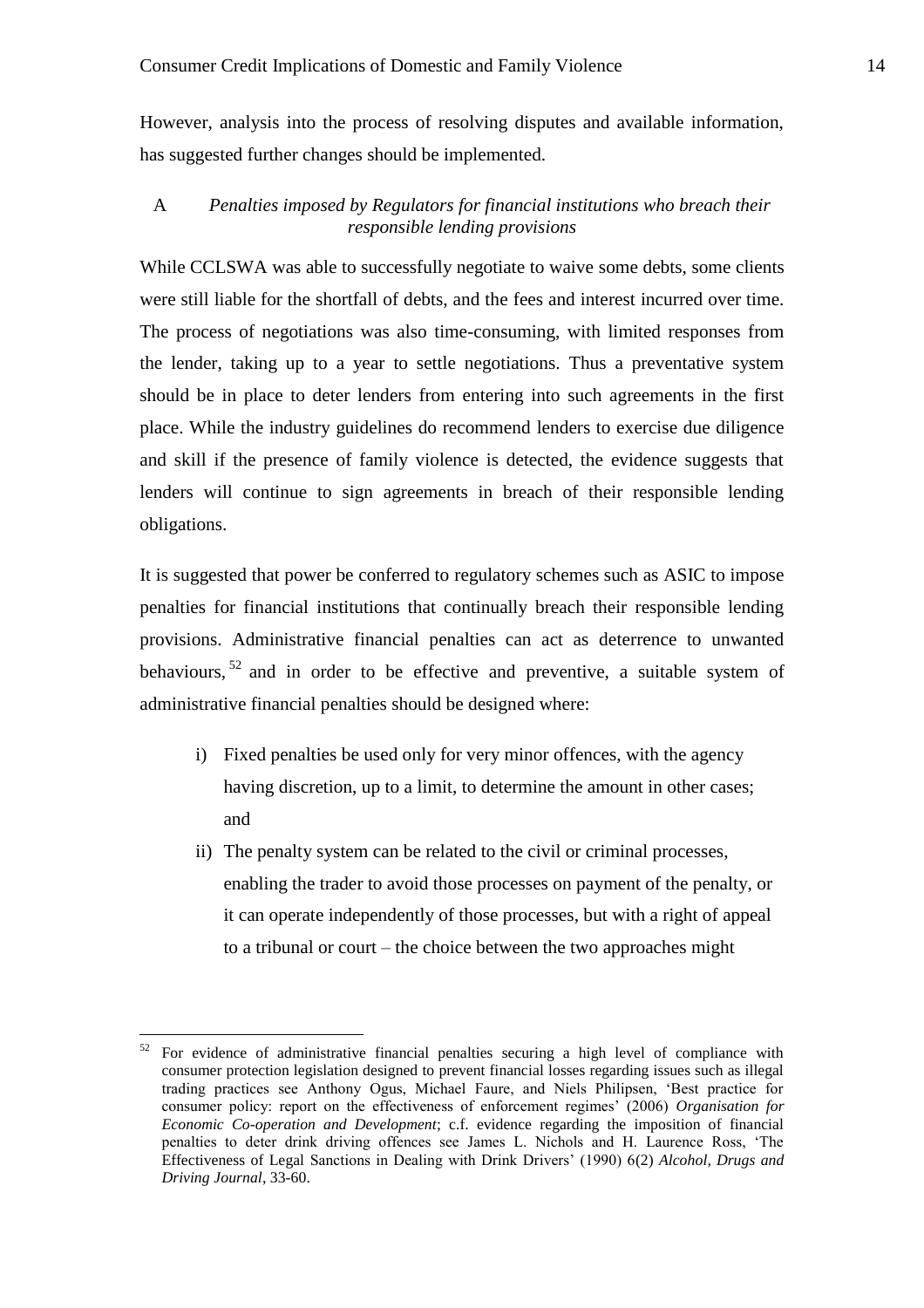However, analysis into the process of resolving disputes and available information, has suggested further changes should be implemented.

### A *Penalties imposed by Regulators for financial institutions who breach their responsible lending provisions*

While CCLSWA was able to successfully negotiate to waive some debts, some clients were still liable for the shortfall of debts, and the fees and interest incurred over time. The process of negotiations was also time-consuming, with limited responses from the lender, taking up to a year to settle negotiations. Thus a preventative system should be in place to deter lenders from entering into such agreements in the first place. While the industry guidelines do recommend lenders to exercise due diligence and skill if the presence of family violence is detected, the evidence suggests that lenders will continue to sign agreements in breach of their responsible lending obligations.

It is suggested that power be conferred to regulatory schemes such as ASIC to impose penalties for financial institutions that continually breach their responsible lending provisions. Administrative financial penalties can act as deterrence to unwanted behaviours,[52] and in order to be effective and preventive, a suitable system of administrative financial penalties should be designed where:

i) Fixed penalties be used only for very minor offences, with the agency having discretion, up to a limit, to determine the amount in other cases; and
ii) The penalty system can be related to the civil or criminal processes, enabling the trader to avoid those processes on payment of the penalty, or it can operate independently of those processes, but with a right of appeal to a tribunal or court – the choice between the two approaches might

[52] For evidence of administrative financial penalties securing a high level of compliance with consumer protection legislation designed to prevent financial losses regarding issues such as illegal trading practices see Anthony Ogus, Michael Faure, and Niels Philipsen, 'Best practice for consumer policy: report on the effectiveness of enforcement regimes' (2006) *Organisation for Economic Co-operation and Development*; c.f. evidence regarding the imposition of financial penalties to deter drink driving offences see James L. Nichols and H. Laurence Ross, 'The Effectiveness of Legal Sanctions in Dealing with Drink Drivers' (1990) 6(2) *Alcohol, Drugs and Driving Journal*, 33-60.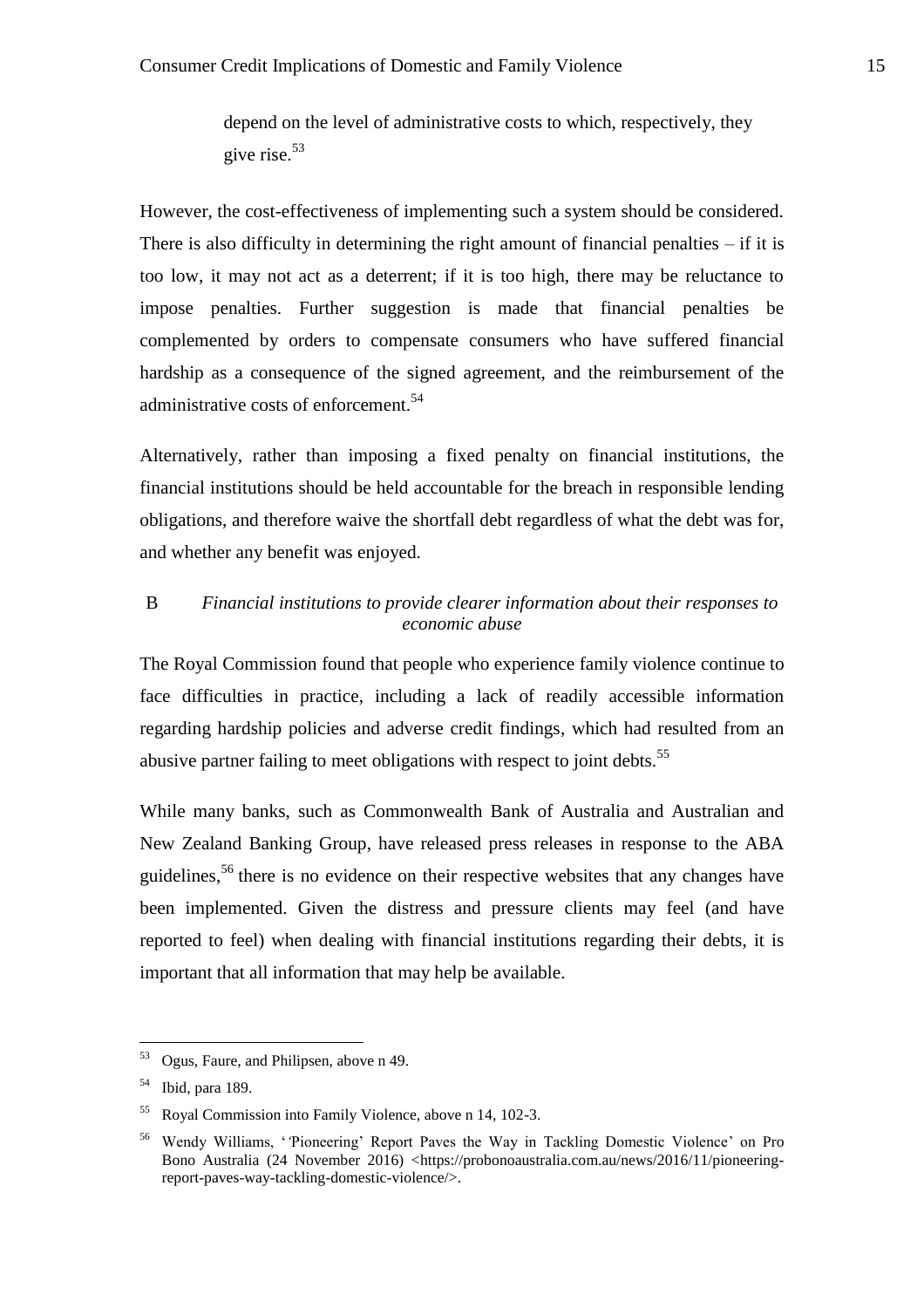> depend on the level of administrative costs to which, respectively, they give rise.[53]

However, the cost-effectiveness of implementing such a system should be considered. There is also difficulty in determining the right amount of financial penalties – if it is too low, it may not act as a deterrent; if it is too high, there may be reluctance to impose penalties. Further suggestion is made that financial penalties be complemented by orders to compensate consumers who have suffered financial hardship as a consequence of the signed agreement, and the reimbursement of the administrative costs of enforcement.[54]

Alternatively, rather than imposing a fixed penalty on financial institutions, the financial institutions should be held accountable for the breach in responsible lending obligations, and therefore waive the shortfall debt regardless of what the debt was for, and whether any benefit was enjoyed.

### B *Financial institutions to provide clearer information about their responses to economic abuse*

The Royal Commission found that people who experience family violence continue to face difficulties in practice, including a lack of readily accessible information regarding hardship policies and adverse credit findings, which had resulted from an abusive partner failing to meet obligations with respect to joint debts.[55]

While many banks, such as Commonwealth Bank of Australia and Australian and New Zealand Banking Group, have released press releases in response to the ABA guidelines,[56] there is no evidence on their respective websites that any changes have been implemented. Given the distress and pressure clients may feel (and have reported to feel) when dealing with financial institutions regarding their debts, it is important that all information that may help be available.

---

[53] Ogus, Faure, and Philipsen, above n 49.

[54] Ibid, para 189.

[55] Royal Commission into Family Violence, above n 14, 102-3.

[56] Wendy Williams, ''Pioneering' Report Paves the Way in Tackling Domestic Violence' on Pro Bono Australia (24 November 2016) <https://probonoaustralia.com.au/news/2016/11/pioneering-report-paves-way-tackling-domestic-violence/>.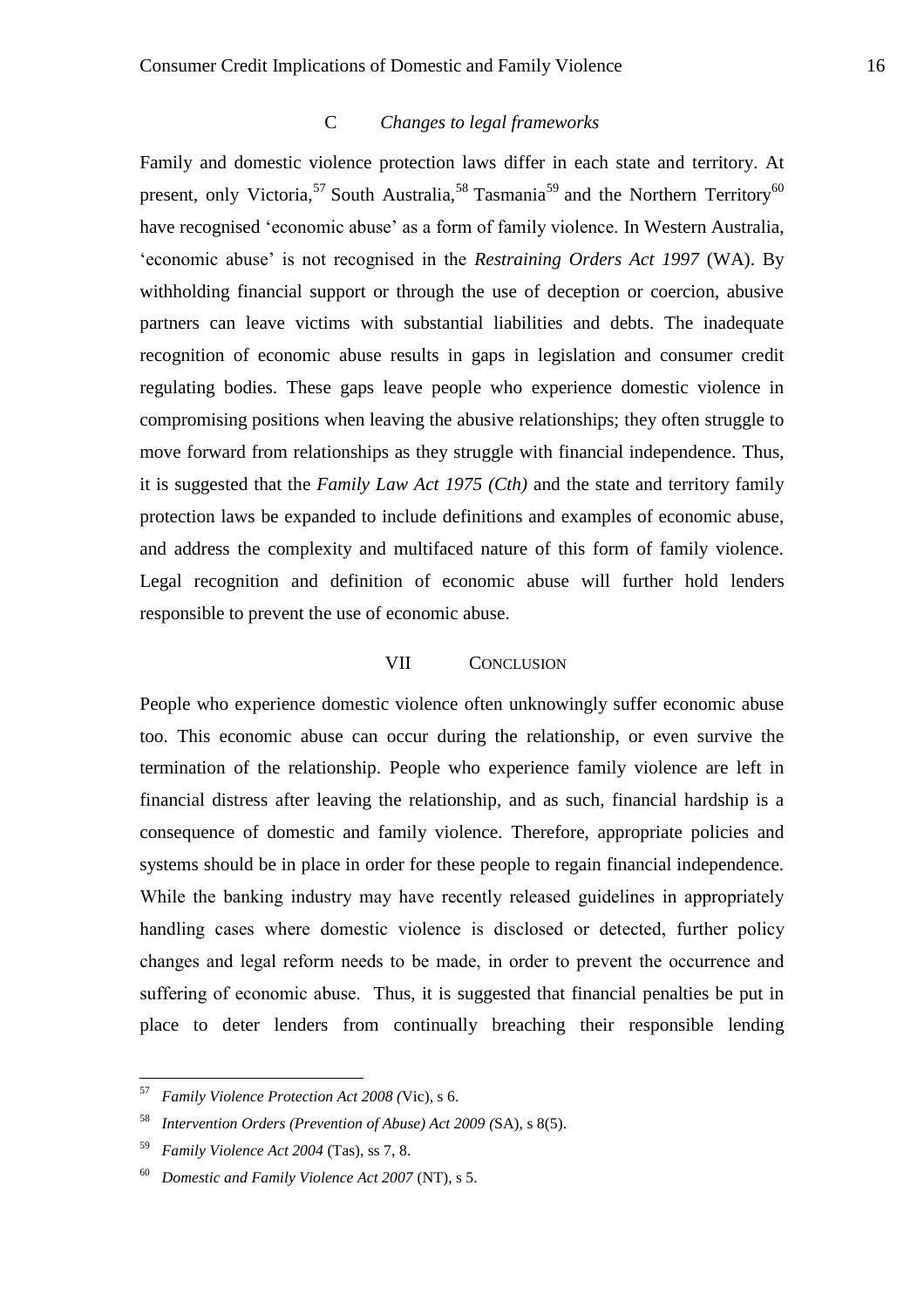### C *Changes to legal frameworks*

Family and domestic violence protection laws differ in each state and territory. At present, only Victoria,[57] South Australia,[58] Tasmania[59] and the Northern Territory[60] have recognised 'economic abuse' as a form of family violence. In Western Australia, 'economic abuse' is not recognised in the *Restraining Orders Act 1997* (WA). By withholding financial support or through the use of deception or coercion, abusive partners can leave victims with substantial liabilities and debts. The inadequate recognition of economic abuse results in gaps in legislation and consumer credit regulating bodies. These gaps leave people who experience domestic violence in compromising positions when leaving the abusive relationships; they often struggle to move forward from relationships as they struggle with financial independence. Thus, it is suggested that the *Family Law Act 1975 (Cth)* and the state and territory family protection laws be expanded to include definitions and examples of economic abuse, and address the complexity and multifaced nature of this form of family violence. Legal recognition and definition of economic abuse will further hold lenders responsible to prevent the use of economic abuse.

## VII CONCLUSION

People who experience domestic violence often unknowingly suffer economic abuse too. This economic abuse can occur during the relationship, or even survive the termination of the relationship. People who experience family violence are left in financial distress after leaving the relationship, and as such, financial hardship is a consequence of domestic and family violence. Therefore, appropriate policies and systems should be in place in order for these people to regain financial independence. While the banking industry may have recently released guidelines in appropriately handling cases where domestic violence is disclosed or detected, further policy changes and legal reform needs to be made, in order to prevent the occurrence and suffering of economic abuse. Thus, it is suggested that financial penalties be put in place to deter lenders from continually breaching their responsible lending

---

[57] *Family Violence Protection Act 2008 (*Vic), s 6.

[58] *Intervention Orders (Prevention of Abuse) Act 2009 (*SA), s 8(5).

[59] *Family Violence Act 2004* (Tas), ss 7, 8.

[60] *Domestic and Family Violence Act 2007* (NT), s 5.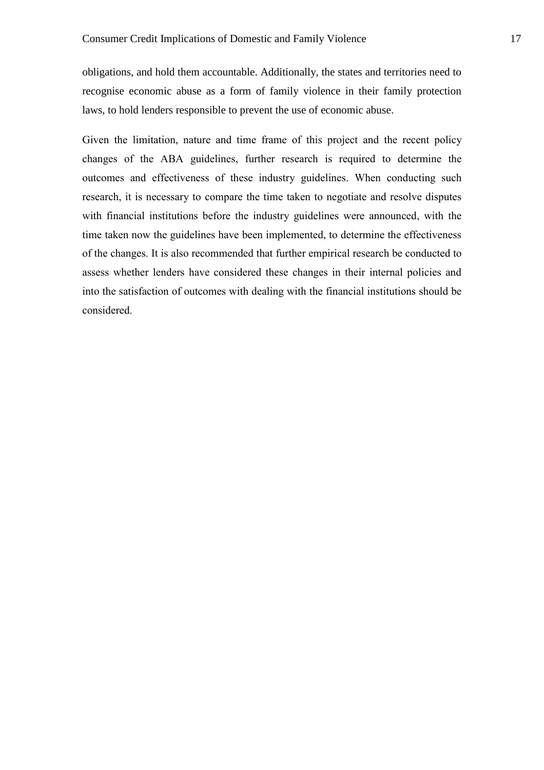obligations, and hold them accountable. Additionally, the states and territories need to recognise economic abuse as a form of family violence in their family protection laws, to hold lenders responsible to prevent the use of economic abuse.

Given the limitation, nature and time frame of this project and the recent policy changes of the ABA guidelines, further research is required to determine the outcomes and effectiveness of these industry guidelines. When conducting such research, it is necessary to compare the time taken to negotiate and resolve disputes with financial institutions before the industry guidelines were announced, with the time taken now the guidelines have been implemented, to determine the effectiveness of the changes. It is also recommended that further empirical research be conducted to assess whether lenders have considered these changes in their internal policies and into the satisfaction of outcomes with dealing with the financial institutions should be considered.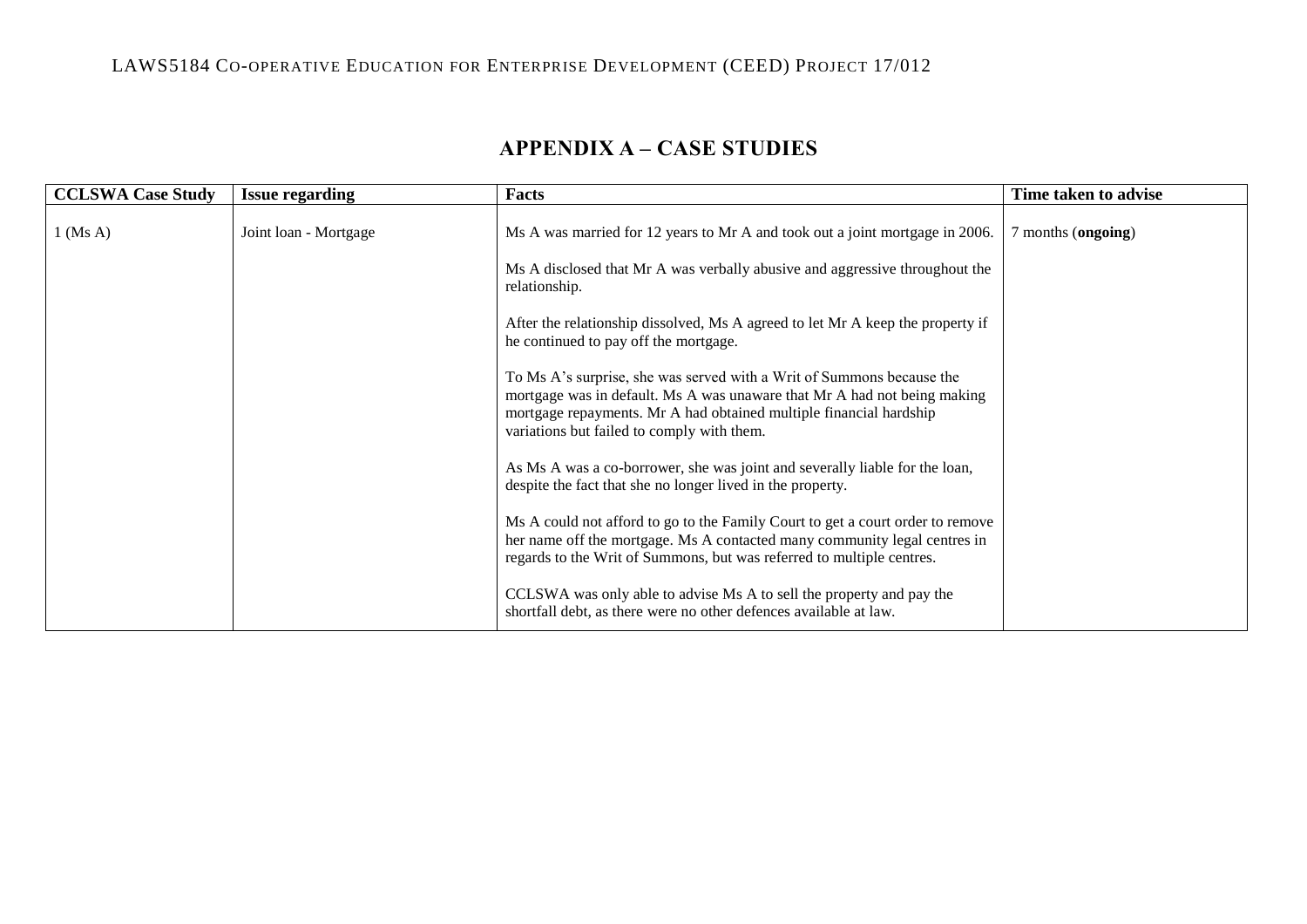# APPENDIX A – CASE STUDIES

| CCLSWA Case Study | Issue regarding | Facts | Time taken to advise |
|---|---|---|---|
| 1 (Ms A) | Joint loan - Mortgage | Ms A was married for 12 years to Mr A and took out a joint mortgage in 2006.<br><br>Ms A disclosed that Mr A was verbally abusive and aggressive throughout the relationship.<br><br>After the relationship dissolved, Ms A agreed to let Mr A keep the property if he continued to pay off the mortgage.<br><br>To Ms A's surprise, she was served with a Writ of Summons because the mortgage was in default. Ms A was unaware that Mr A had not being making mortgage repayments. Mr A had obtained multiple financial hardship variations but failed to comply with them.<br><br>As Ms A was a co-borrower, she was joint and severally liable for the loan, despite the fact that she no longer lived in the property.<br><br>Ms A could not afford to go to the Family Court to get a court order to remove her name off the mortgage. Ms A contacted many community legal centres in regards to the Writ of Summons, but was referred to multiple centres.<br><br>CCLSWA was only able to advise Ms A to sell the property and pay the shortfall debt, as there were no other defences available at law. | 7 months (**ongoing**) |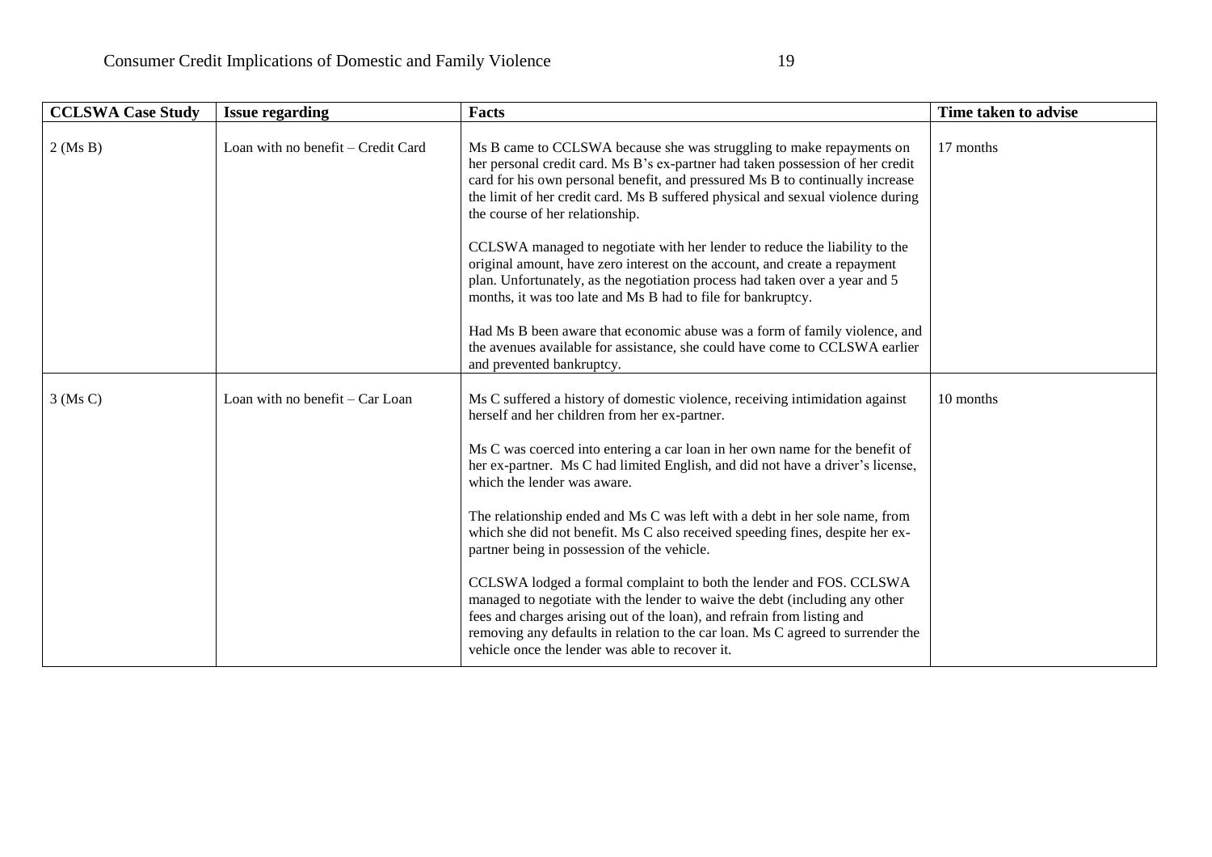| CCLSWA Case Study | Issue regarding | Facts | Time taken to advise |
|---|---|---|---|
| 2 (Ms B) | Loan with no benefit – Credit Card | Ms B came to CCLSWA because she was struggling to make repayments on her personal credit card. Ms B's ex-partner had taken possession of her credit card for his own personal benefit, and pressured Ms B to continually increase the limit of her credit card. Ms B suffered physical and sexual violence during the course of her relationship.<br><br>CCLSWA managed to negotiate with her lender to reduce the liability to the original amount, have zero interest on the account, and create a repayment plan. Unfortunately, as the negotiation process had taken over a year and 5 months, it was too late and Ms B had to file for bankruptcy.<br><br>Had Ms B been aware that economic abuse was a form of family violence, and the avenues available for assistance, she could have come to CCLSWA earlier and prevented bankruptcy. | 17 months |
| 3 (Ms C) | Loan with no benefit – Car Loan | Ms C suffered a history of domestic violence, receiving intimidation against herself and her children from her ex-partner.<br><br>Ms C was coerced into entering a car loan in her own name for the benefit of her ex-partner. Ms C had limited English, and did not have a driver's license, which the lender was aware.<br><br>The relationship ended and Ms C was left with a debt in her sole name, from which she did not benefit. Ms C also received speeding fines, despite her ex-partner being in possession of the vehicle.<br><br>CCLSWA lodged a formal complaint to both the lender and FOS. CCLSWA managed to negotiate with the lender to waive the debt (including any other fees and charges arising out of the loan), and refrain from listing and removing any defaults in relation to the car loan. Ms C agreed to surrender the vehicle once the lender was able to recover it. | 10 months |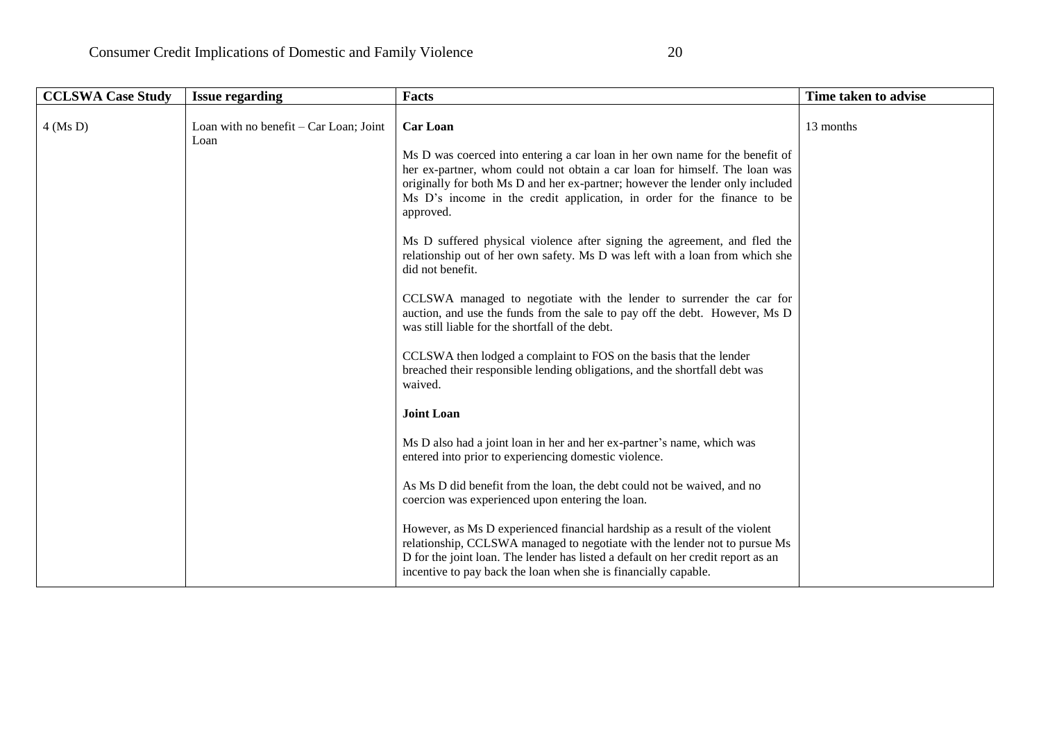| CCLSWA Case Study | Issue regarding | Facts | Time taken to advise |
| --- | --- | --- | --- |
| 4 (Ms D) | Loan with no benefit – Car Loan; Joint Loan | **Car Loan**<br><br>Ms D was coerced into entering a car loan in her own name for the benefit of her ex-partner, whom could not obtain a car loan for himself. The loan was originally for both Ms D and her ex-partner; however the lender only included Ms D's income in the credit application, in order for the finance to be approved.<br><br>Ms D suffered physical violence after signing the agreement, and fled the relationship out of her own safety. Ms D was left with a loan from which she did not benefit.<br><br>CCLSWA managed to negotiate with the lender to surrender the car for auction, and use the funds from the sale to pay off the debt. However, Ms D was still liable for the shortfall of the debt.<br><br>CCLSWA then lodged a complaint to FOS on the basis that the lender breached their responsible lending obligations, and the shortfall debt was waived.<br><br>**Joint Loan**<br><br>Ms D also had a joint loan in her and her ex-partner's name, which was entered into prior to experiencing domestic violence.<br><br>As Ms D did benefit from the loan, the debt could not be waived, and no coercion was experienced upon entering the loan.<br><br>However, as Ms D experienced financial hardship as a result of the violent relationship, CCLSWA managed to negotiate with the lender not to pursue Ms D for the joint loan. The lender has listed a default on her credit report as an incentive to pay back the loan when she is financially capable. | 13 months |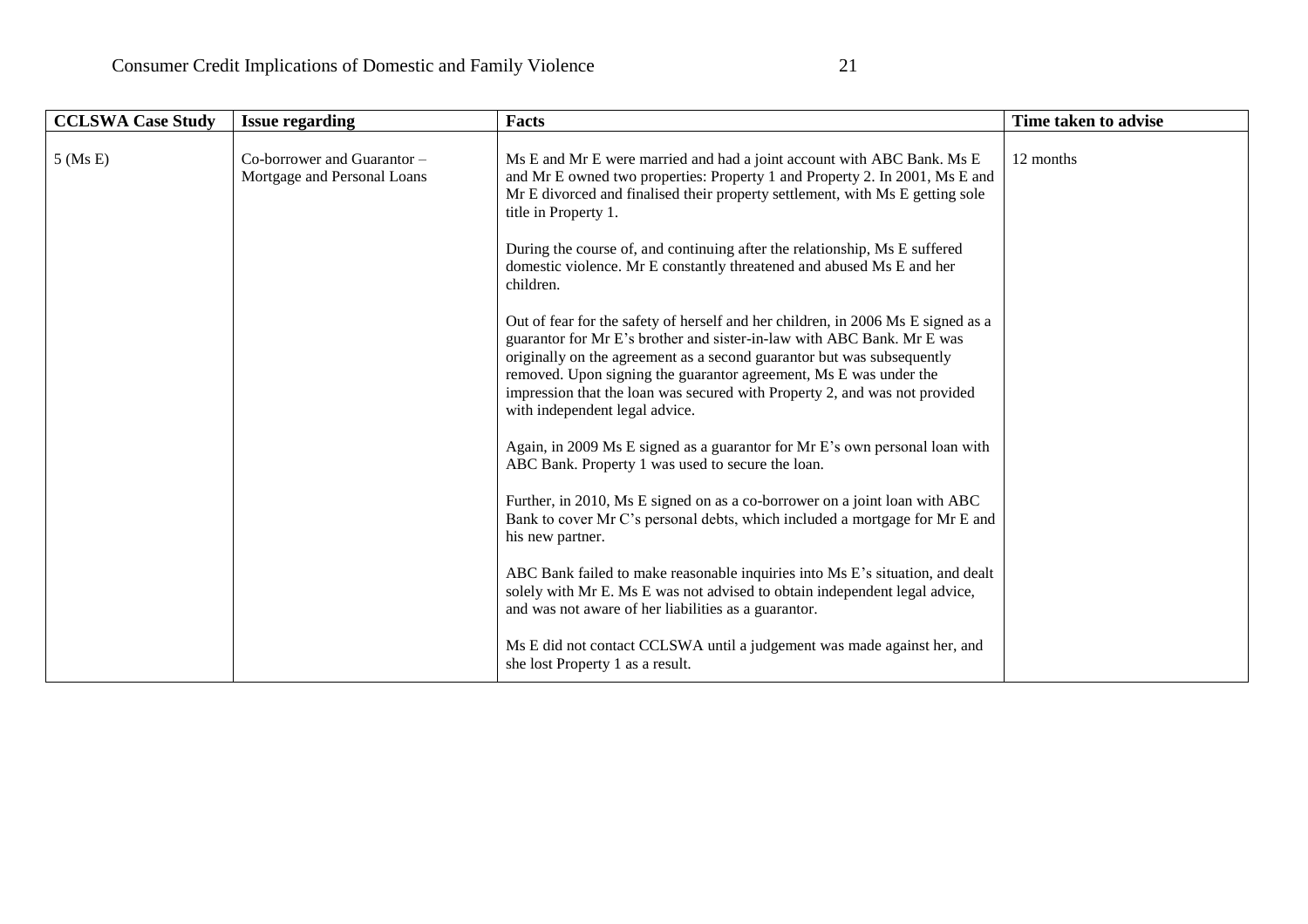| CCLSWA Case Study | Issue regarding | Facts | Time taken to advise |
|---|---|---|---|
| 5 (Ms E) | Co-borrower and Guarantor – Mortgage and Personal Loans | Ms E and Mr E were married and had a joint account with ABC Bank. Ms E and Mr E owned two properties: Property 1 and Property 2. In 2001, Ms E and Mr E divorced and finalised their property settlement, with Ms E getting sole title in Property 1.<br><br>During the course of, and continuing after the relationship, Ms E suffered domestic violence. Mr E constantly threatened and abused Ms E and her children.<br><br>Out of fear for the safety of herself and her children, in 2006 Ms E signed as a guarantor for Mr E's brother and sister-in-law with ABC Bank. Mr E was originally on the agreement as a second guarantor but was subsequently removed. Upon signing the guarantor agreement, Ms E was under the impression that the loan was secured with Property 2, and was not provided with independent legal advice.<br><br>Again, in 2009 Ms E signed as a guarantor for Mr E's own personal loan with ABC Bank. Property 1 was used to secure the loan.<br><br>Further, in 2010, Ms E signed on as a co-borrower on a joint loan with ABC Bank to cover Mr C's personal debts, which included a mortgage for Mr E and his new partner.<br><br>ABC Bank failed to make reasonable inquiries into Ms E's situation, and dealt solely with Mr E. Ms E was not advised to obtain independent legal advice, and was not aware of her liabilities as a guarantor.<br><br>Ms E did not contact CCLSWA until a judgement was made against her, and she lost Property 1 as a result. | 12 months |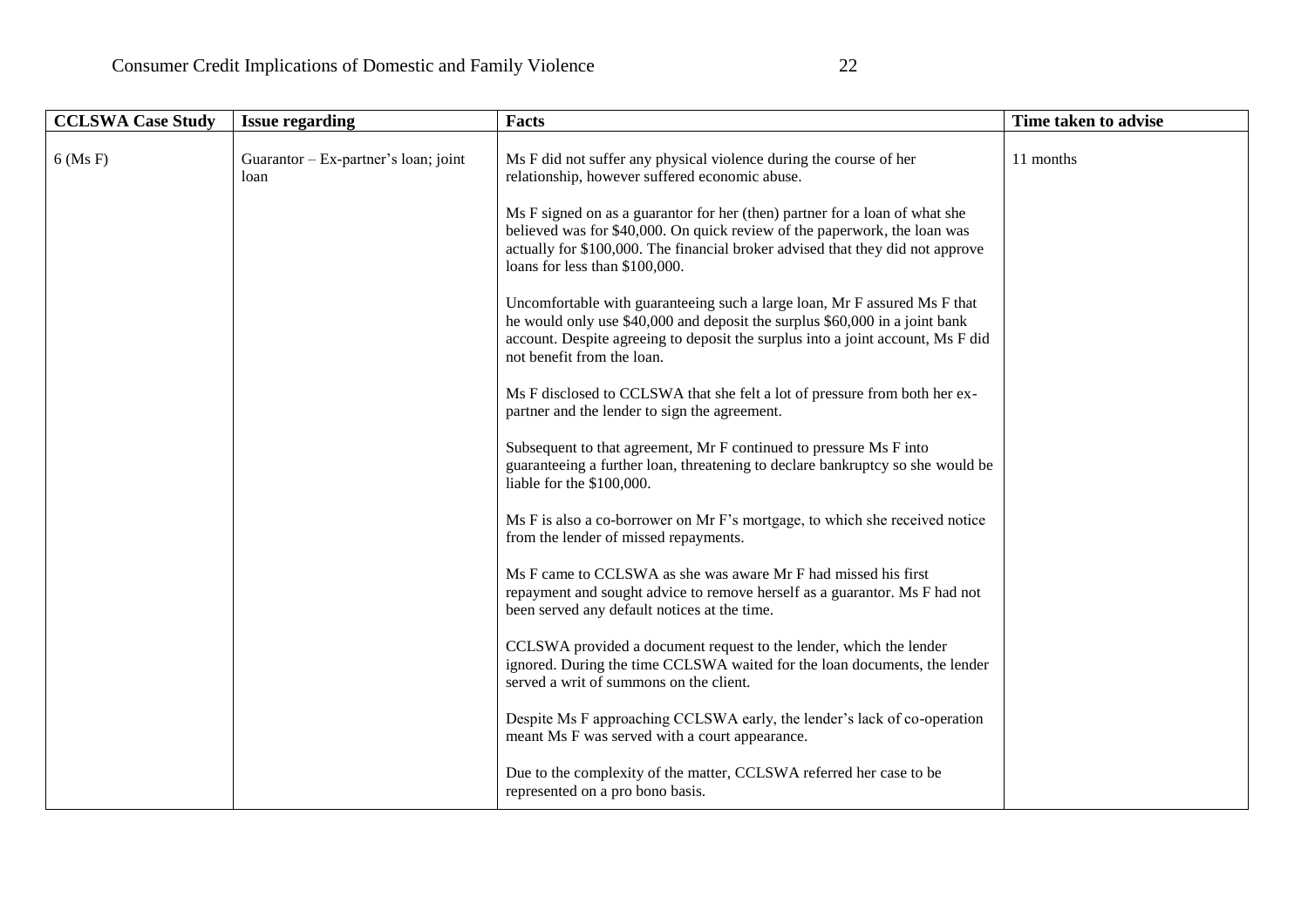| CCLSWA Case Study | Issue regarding | Facts | Time taken to advise |
|---|---|---|---|
| 6 (Ms F) | Guarantor – Ex-partner's loan; joint loan | Ms F did not suffer any physical violence during the course of her relationship, however suffered economic abuse.<br><br>Ms F signed on as a guarantor for her (then) partner for a loan of what she believed was for $40,000. On quick review of the paperwork, the loan was actually for $100,000. The financial broker advised that they did not approve loans for less than $100,000.<br><br>Uncomfortable with guaranteeing such a large loan, Mr F assured Ms F that he would only use $40,000 and deposit the surplus $60,000 in a joint bank account. Despite agreeing to deposit the surplus into a joint account, Ms F did not benefit from the loan.<br><br>Ms F disclosed to CCLSWA that she felt a lot of pressure from both her ex-partner and the lender to sign the agreement.<br><br>Subsequent to that agreement, Mr F continued to pressure Ms F into guaranteeing a further loan, threatening to declare bankruptcy so she would be liable for the $100,000.<br><br>Ms F is also a co-borrower on Mr F's mortgage, to which she received notice from the lender of missed repayments.<br><br>Ms F came to CCLSWA as she was aware Mr F had missed his first repayment and sought advice to remove herself as a guarantor. Ms F had not been served any default notices at the time.<br><br>CCLSWA provided a document request to the lender, which the lender ignored. During the time CCLSWA waited for the loan documents, the lender served a writ of summons on the client.<br><br>Despite Ms F approaching CCLSWA early, the lender's lack of co-operation meant Ms F was served with a court appearance.<br><br>Due to the complexity of the matter, CCLSWA referred her case to be represented on a pro bono basis. | 11 months |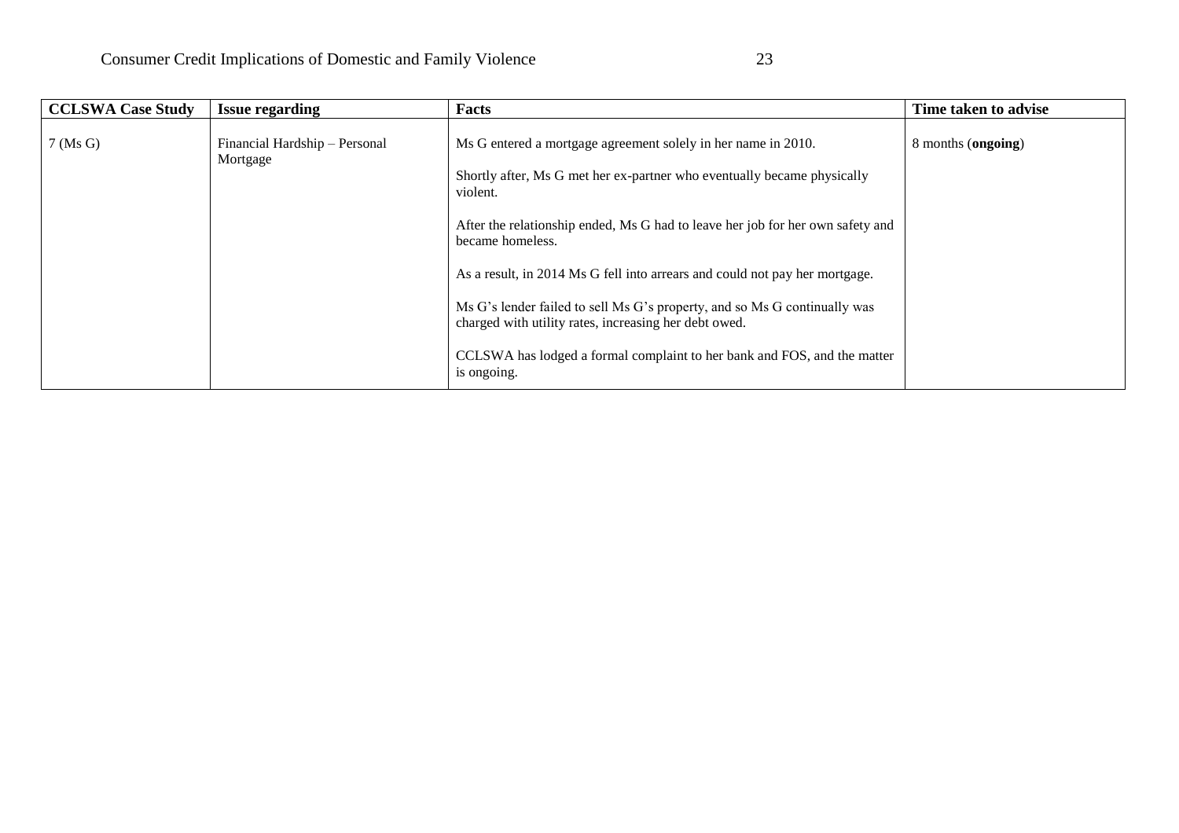| CCLSWA Case Study | Issue regarding | Facts | Time taken to advise |
|---|---|---|---|
| 7 (Ms G) | Financial Hardship – Personal Mortgage | Ms G entered a mortgage agreement solely in her name in 2010.<br><br>Shortly after, Ms G met her ex-partner who eventually became physically violent.<br><br>After the relationship ended, Ms G had to leave her job for her own safety and became homeless.<br><br>As a result, in 2014 Ms G fell into arrears and could not pay her mortgage.<br><br>Ms G's lender failed to sell Ms G's property, and so Ms G continually was charged with utility rates, increasing her debt owed.<br><br>CCLSWA has lodged a formal complaint to her bank and FOS, and the matter is ongoing. | 8 months (**ongoing**) |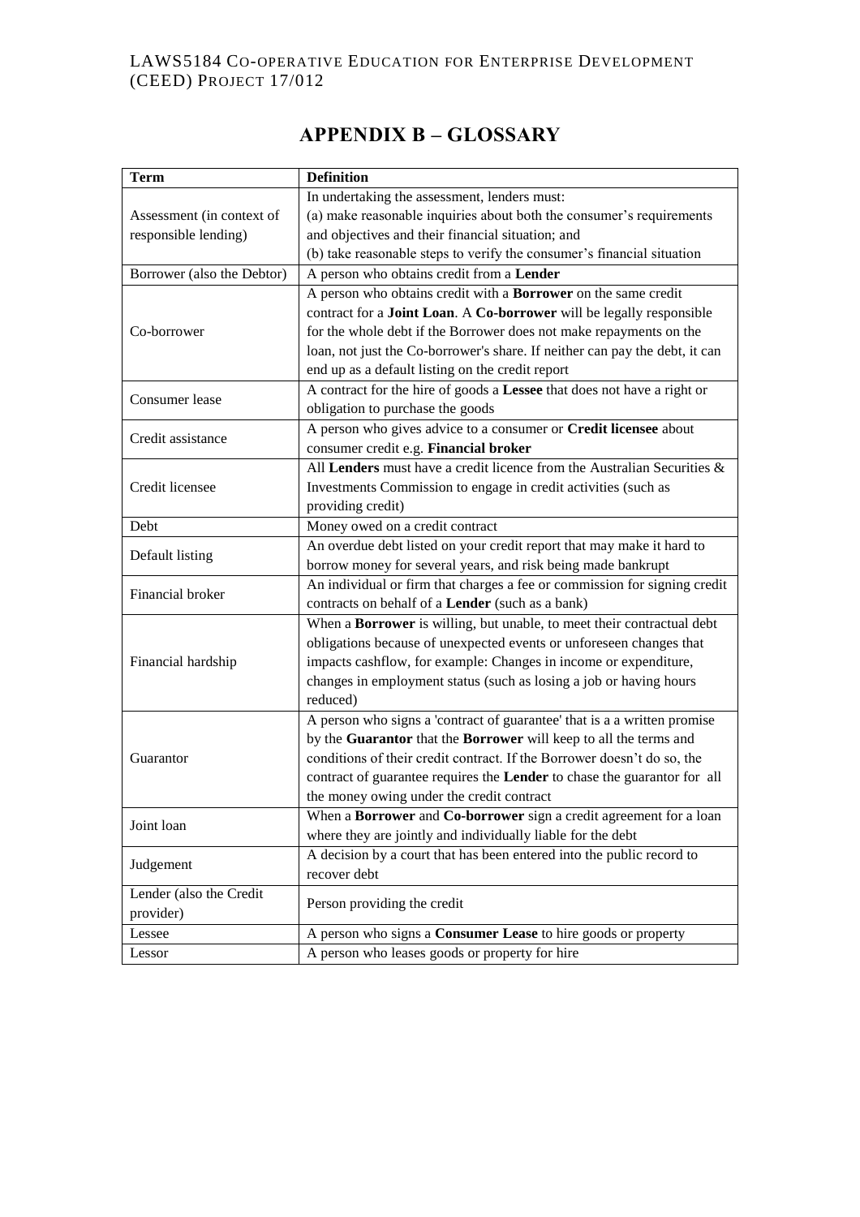# APPENDIX B – GLOSSARY

| Term | Definition |
|---|---|
| Assessment (in context of responsible lending) | In undertaking the assessment, lenders must:<br>(a) make reasonable inquiries about both the consumer's requirements and objectives and their financial situation; and<br>(b) take reasonable steps to verify the consumer's financial situation |
| Borrower (also the Debtor) | A person who obtains credit from a **Lender** |
| Co-borrower | A person who obtains credit with a **Borrower** on the same credit contract for a **Joint Loan**. A **Co-borrower** will be legally responsible for the whole debt if the Borrower does not make repayments on the loan, not just the Co-borrower's share. If neither can pay the debt, it can end up as a default listing on the credit report |
| Consumer lease | A contract for the hire of goods a **Lessee** that does not have a right or obligation to purchase the goods |
| Credit assistance | A person who gives advice to a consumer or **Credit licensee** about consumer credit e.g. **Financial broker** |
| Credit licensee | All **Lenders** must have a credit licence from the Australian Securities & Investments Commission to engage in credit activities (such as providing credit) |
| Debt | Money owed on a credit contract |
| Default listing | An overdue debt listed on your credit report that may make it hard to borrow money for several years, and risk being made bankrupt |
| Financial broker | An individual or firm that charges a fee or commission for signing credit contracts on behalf of a **Lender** (such as a bank) |
| Financial hardship | When a **Borrower** is willing, but unable, to meet their contractual debt obligations because of unexpected events or unforeseen changes that impacts cashflow, for example: Changes in income or expenditure, changes in employment status (such as losing a job or having hours reduced) |
| Guarantor | A person who signs a 'contract of guarantee' that is a a written promise by the **Guarantor** that the **Borrower** will keep to all the terms and conditions of their credit contract. If the Borrower doesn't do so, the contract of guarantee requires the **Lender** to chase the guarantor for all the money owing under the credit contract |
| Joint loan | When a **Borrower** and **Co-borrower** sign a credit agreement for a loan where they are jointly and individually liable for the debt |
| Judgement | A decision by a court that has been entered into the public record to recover debt |
| Lender (also the Credit provider) | Person providing the credit |
| Lessee | A person who signs a **Consumer Lease** to hire goods or property |
| Lessor | A person who leases goods or property for hire |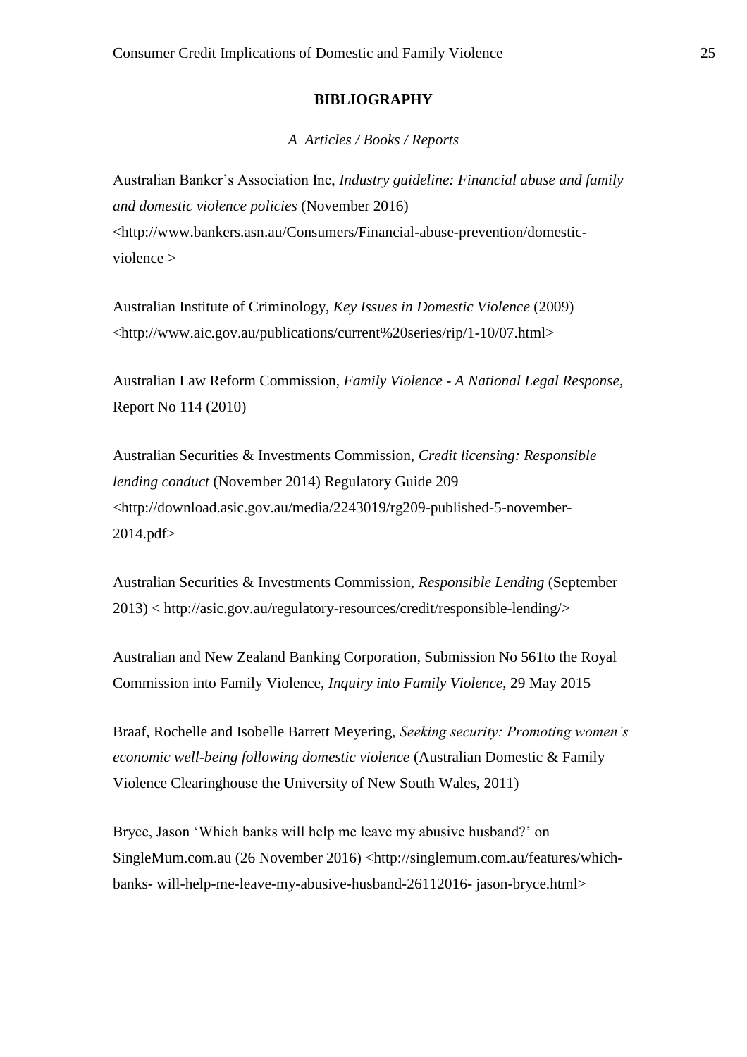## BIBLIOGRAPHY

### *A  Articles / Books / Reports*

Australian Banker's Association Inc, *Industry guideline: Financial abuse and family and domestic violence policies* (November 2016) <http://www.bankers.asn.au/Consumers/Financial-abuse-prevention/domestic-violence >

Australian Institute of Criminology, *Key Issues in Domestic Violence* (2009) <http://www.aic.gov.au/publications/current%20series/rip/1-10/07.html>

Australian Law Reform Commission, *Family Violence - A National Legal Response*, Report No 114 (2010)

Australian Securities & Investments Commission, *Credit licensing: Responsible lending conduct* (November 2014) Regulatory Guide 209 <http://download.asic.gov.au/media/2243019/rg209-published-5-november-2014.pdf>

Australian Securities & Investments Commission, *Responsible Lending* (September 2013) < http://asic.gov.au/regulatory-resources/credit/responsible-lending/>

Australian and New Zealand Banking Corporation, Submission No 561to the Royal Commission into Family Violence, *Inquiry into Family Violence*, 29 May 2015

Braaf, Rochelle and Isobelle Barrett Meyering, *Seeking security: Promoting women's economic well-being following domestic violence* (Australian Domestic & Family Violence Clearinghouse the University of New South Wales, 2011)

Bryce, Jason 'Which banks will help me leave my abusive husband?' on SingleMum.com.au (26 November 2016) <http://singlemum.com.au/features/which-banks- will-help-me-leave-my-abusive-husband-26112016- jason-bryce.html>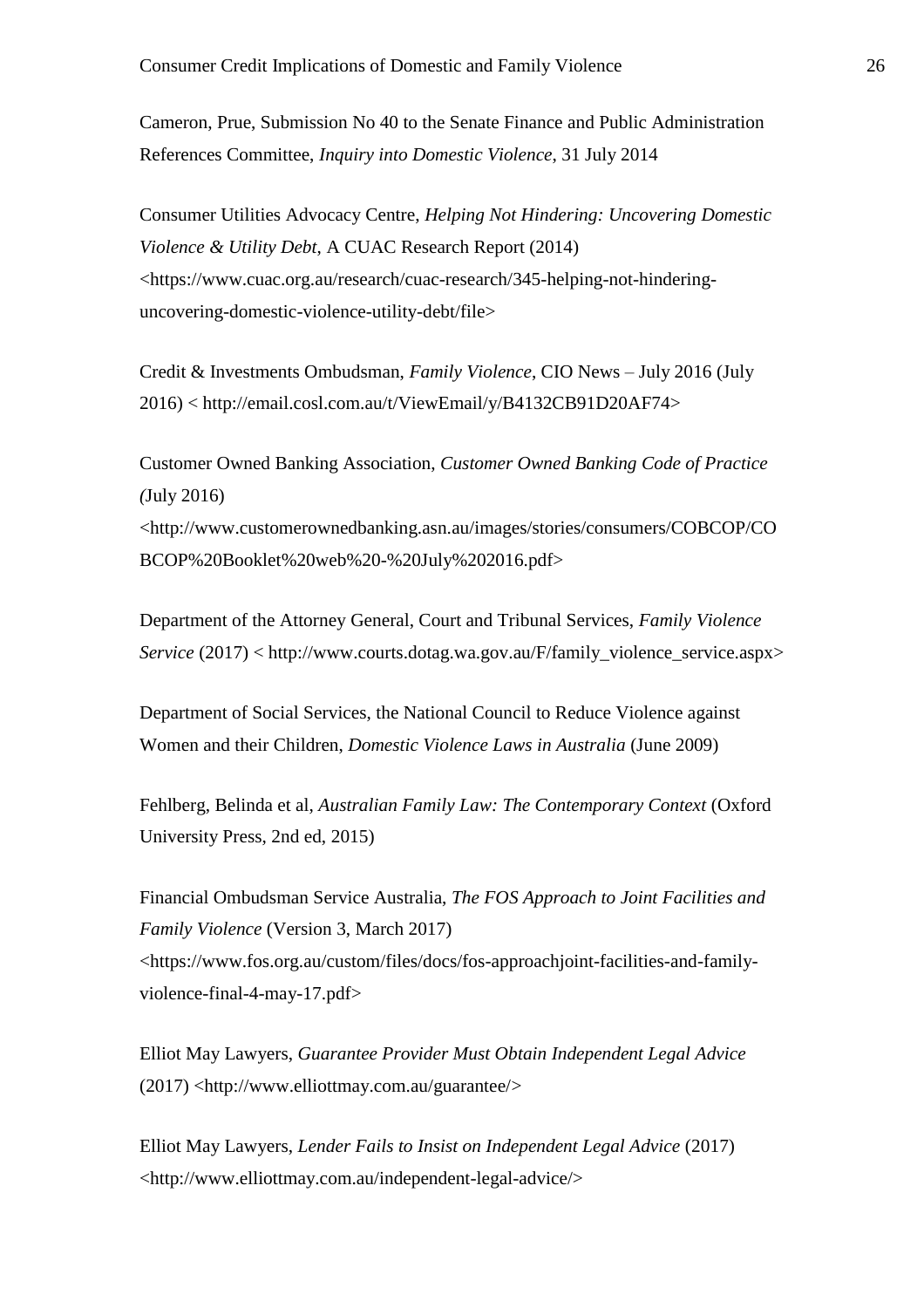Cameron, Prue, Submission No 40 to the Senate Finance and Public Administration References Committee, *Inquiry into Domestic Violence*, 31 July 2014

Consumer Utilities Advocacy Centre, *Helping Not Hindering: Uncovering Domestic Violence & Utility Debt*, A CUAC Research Report (2014) <https://www.cuac.org.au/research/cuac-research/345-helping-not-hindering-uncovering-domestic-violence-utility-debt/file>

Credit & Investments Ombudsman, *Family Violence*, CIO News – July 2016 (July 2016) < http://email.cosl.com.au/t/ViewEmail/y/B4132CB91D20AF74>

Customer Owned Banking Association, *Customer Owned Banking Code of Practice (*July 2016) <http://www.customerownedbanking.asn.au/images/stories/consumers/COBCOP/COBCOP%20Booklet%20web%20-%20July%202016.pdf>

Department of the Attorney General, Court and Tribunal Services, *Family Violence Service* (2017) < http://www.courts.dotag.wa.gov.au/F/family_violence_service.aspx>

Department of Social Services, the National Council to Reduce Violence against Women and their Children, *Domestic Violence Laws in Australia* (June 2009)

Fehlberg, Belinda et al, *Australian Family Law: The Contemporary Context* (Oxford University Press, 2nd ed, 2015)

Financial Ombudsman Service Australia, *The FOS Approach to Joint Facilities and Family Violence* (Version 3, March 2017) <https://www.fos.org.au/custom/files/docs/fos-approachjoint-facilities-and-family-violence-final-4-may-17.pdf>

Elliot May Lawyers, *Guarantee Provider Must Obtain Independent Legal Advice* (2017) <http://www.elliottmay.com.au/guarantee/>

Elliot May Lawyers, *Lender Fails to Insist on Independent Legal Advice* (2017) <http://www.elliottmay.com.au/independent-legal-advice/>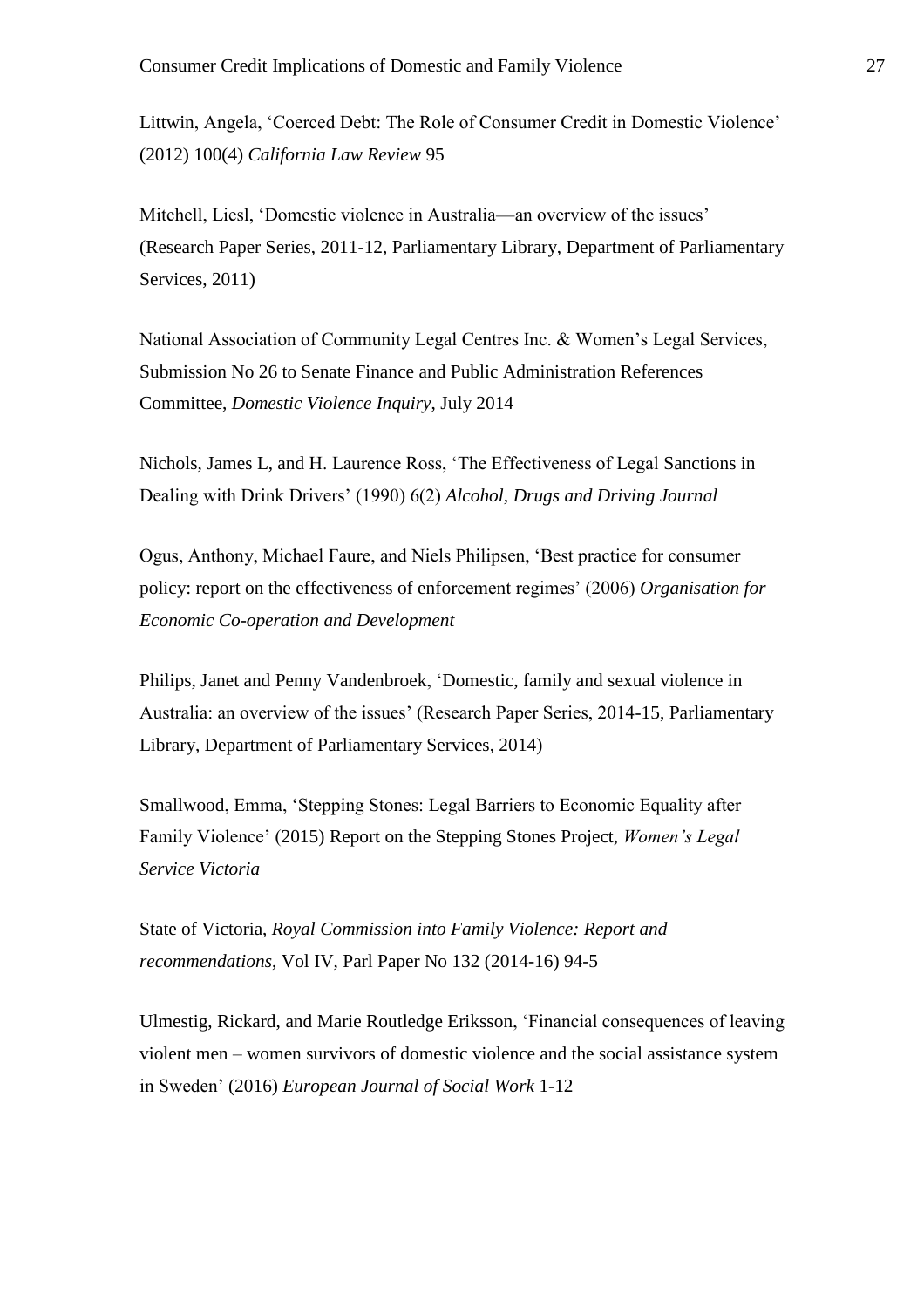Littwin, Angela, 'Coerced Debt: The Role of Consumer Credit in Domestic Violence' (2012) 100(4) *California Law Review* 95

Mitchell, Liesl, 'Domestic violence in Australia—an overview of the issues' (Research Paper Series, 2011-12, Parliamentary Library, Department of Parliamentary Services, 2011)

National Association of Community Legal Centres Inc. & Women's Legal Services, Submission No 26 to Senate Finance and Public Administration References Committee, *Domestic Violence Inquiry*, July 2014

Nichols, James L, and H. Laurence Ross, 'The Effectiveness of Legal Sanctions in Dealing with Drink Drivers' (1990) 6(2) *Alcohol, Drugs and Driving Journal*

Ogus, Anthony, Michael Faure, and Niels Philipsen, 'Best practice for consumer policy: report on the effectiveness of enforcement regimes' (2006) *Organisation for Economic Co-operation and Development*

Philips, Janet and Penny Vandenbroek, 'Domestic, family and sexual violence in Australia: an overview of the issues' (Research Paper Series, 2014-15, Parliamentary Library, Department of Parliamentary Services, 2014)

Smallwood, Emma, 'Stepping Stones: Legal Barriers to Economic Equality after Family Violence' (2015) Report on the Stepping Stones Project, *Women's Legal Service Victoria*

State of Victoria, *Royal Commission into Family Violence: Report and recommendations*, Vol IV, Parl Paper No 132 (2014-16) 94-5

Ulmestig, Rickard, and Marie Routledge Eriksson, 'Financial consequences of leaving violent men – women survivors of domestic violence and the social assistance system in Sweden' (2016) *European Journal of Social Work* 1-12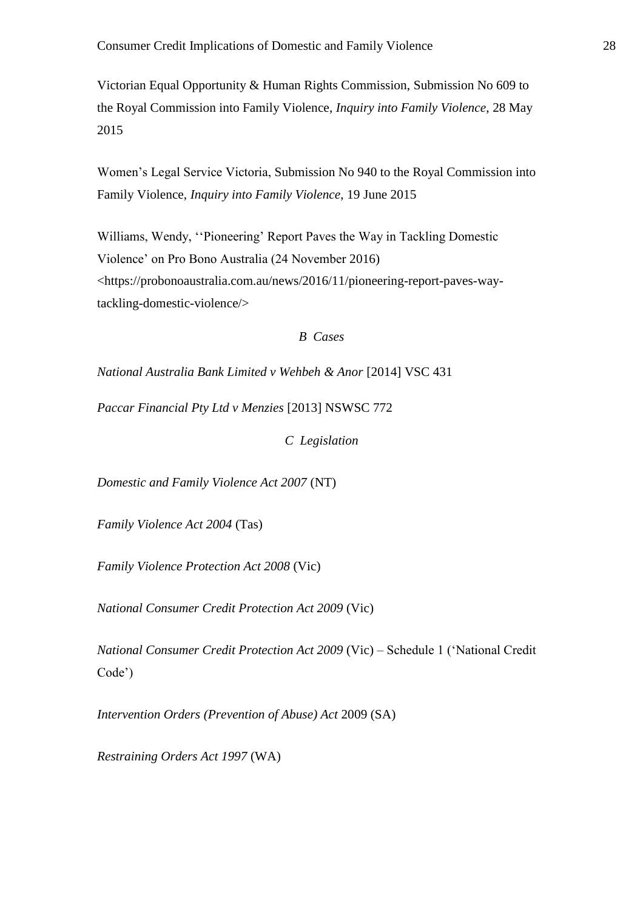Victorian Equal Opportunity & Human Rights Commission, Submission No 609 to the Royal Commission into Family Violence, *Inquiry into Family Violence*, 28 May 2015

Women's Legal Service Victoria, Submission No 940 to the Royal Commission into Family Violence, *Inquiry into Family Violence*, 19 June 2015

Williams, Wendy, ''Pioneering' Report Paves the Way in Tackling Domestic Violence' on Pro Bono Australia (24 November 2016) <https://probonoaustralia.com.au/news/2016/11/pioneering-report-paves-way-tackling-domestic-violence/>

### *B Cases*

*National Australia Bank Limited v Wehbeh & Anor* [2014] VSC 431

*Paccar Financial Pty Ltd v Menzies* [2013] NSWSC 772

### *C Legislation*

*Domestic and Family Violence Act 2007* (NT)

*Family Violence Act 2004* (Tas)

*Family Violence Protection Act 2008* (Vic)

*National Consumer Credit Protection Act 2009* (Vic)

*National Consumer Credit Protection Act 2009* (Vic) – Schedule 1 ('National Credit Code')

*Intervention Orders (Prevention of Abuse) Act* 2009 (SA)

*Restraining Orders Act 1997* (WA)